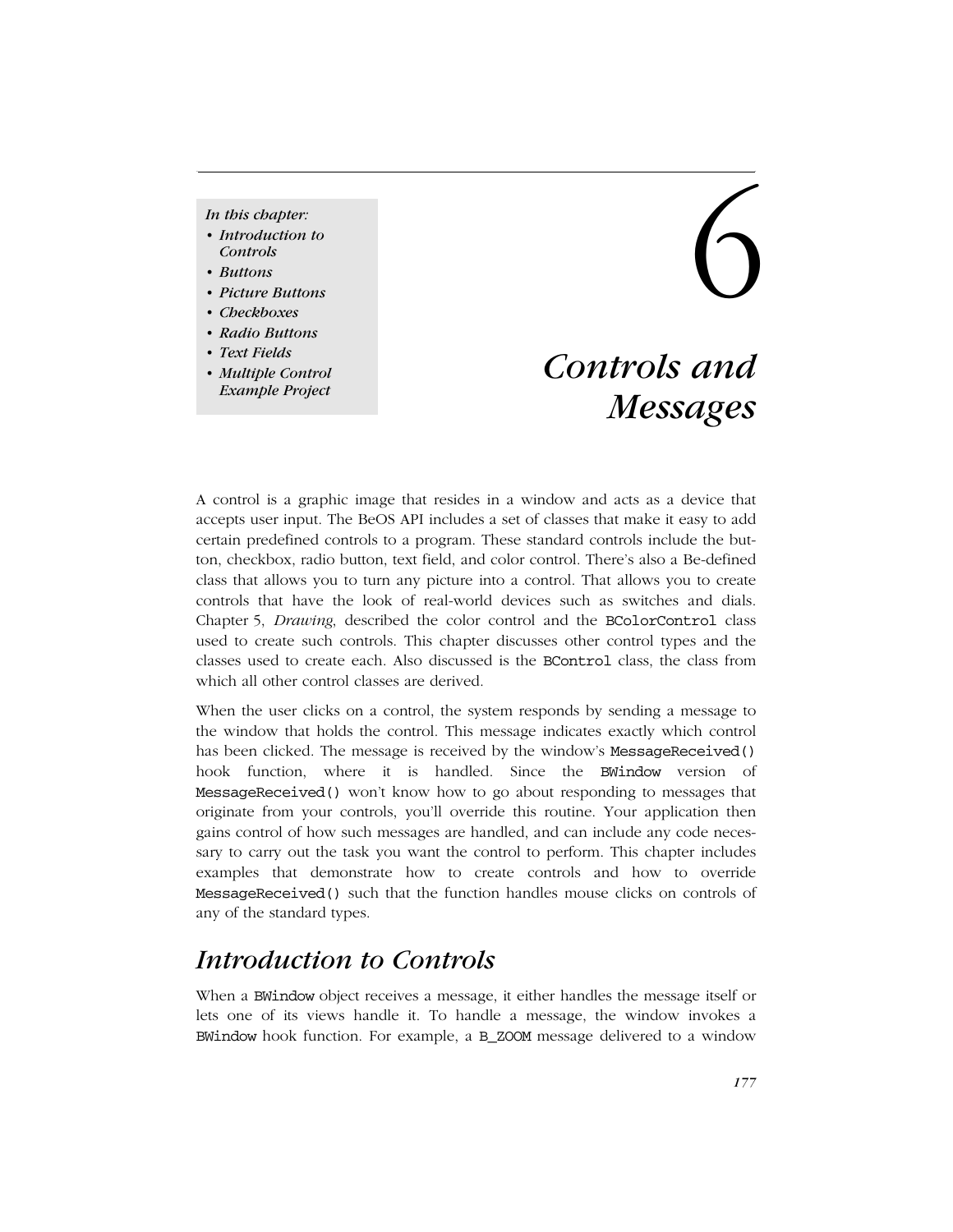*In this chapter:*
- *Introduction to Controls*
- *Buttons*
- *Picture Buttons*
- *Checkboxes*
- *Radio Buttons*
- *Text Fields*
- *Multiple Control Example Project*

# 6 Controls and Messages

A control is a graphic image that resides in a window and acts as a device that accepts user input. The BeOS API includes a set of classes that make it easy to add certain predefined controls to a program. These standard controls include the button, checkbox, radio button, text field, and color control. There's also a Be-defined class that allows you to turn any picture into a control. That allows you to create controls that have the look of real-world devices such as switches and dials. Chapter 5, *Drawing*, described the color control and the `BColorControl` class used to create such controls. This chapter discusses other control types and the classes used to create each. Also discussed is the `BControl` class, the class from which all other control classes are derived.

When the user clicks on a control, the system responds by sending a message to the window that holds the control. This message indicates exactly which control has been clicked. The message is received by the window's `MessageReceived()` hook function, where it is handled. Since the `BWindow` version of `MessageReceived()` won't know how to go about responding to messages that originate from your controls, you'll override this routine. Your application then gains control of how such messages are handled, and can include any code necessary to carry out the task you want the control to perform. This chapter includes examples that demonstrate how to create controls and how to override `MessageReceived()` such that the function handles mouse clicks on controls of any of the standard types.

## Introduction to Controls

When a `BWindow` object receives a message, it either handles the message itself or lets one of its views handle it. To handle a message, the window invokes a `BWindow` hook function. For example, a `B_ZOOM` message delivered to a window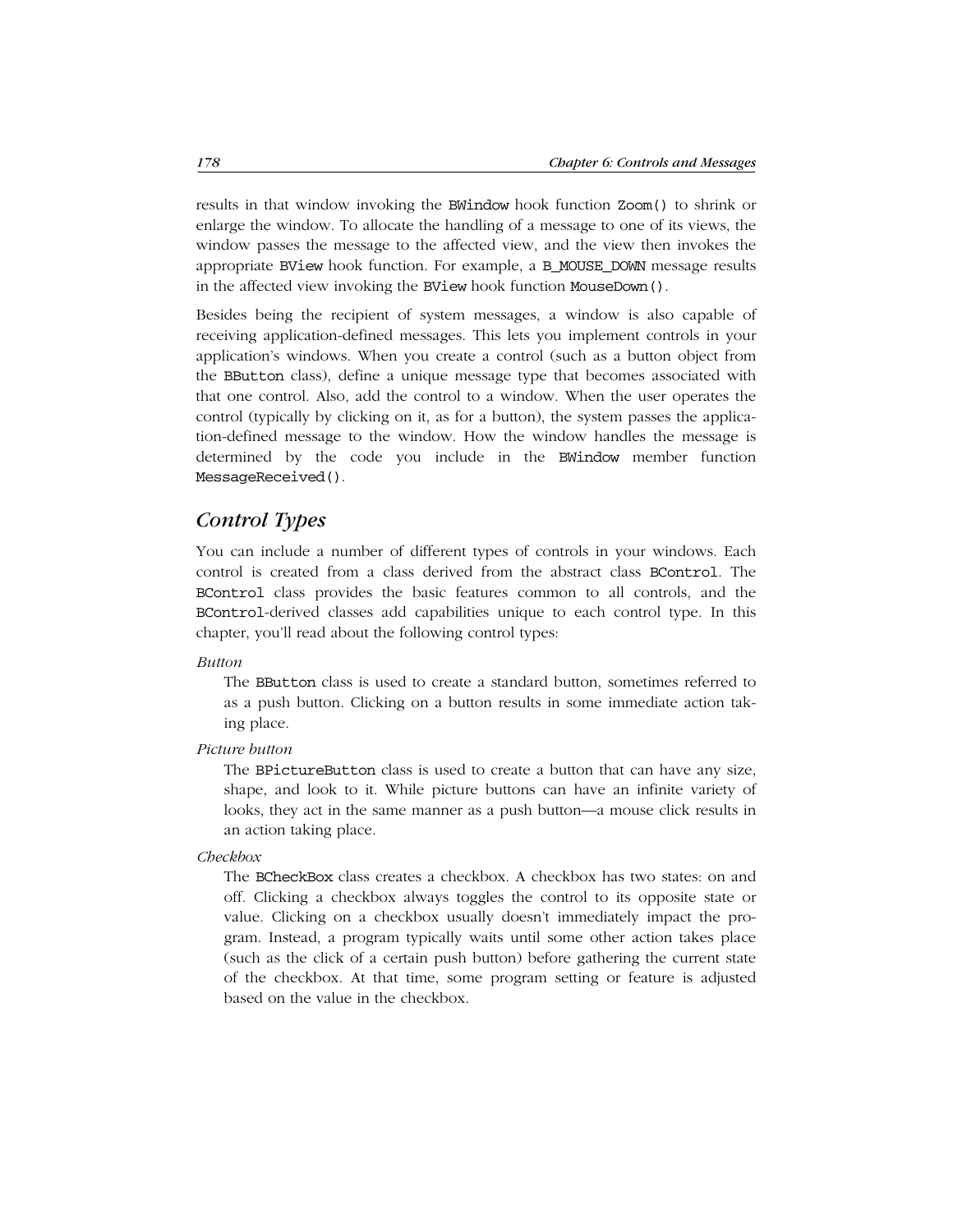results in that window invoking the BWindow hook function Zoom() to shrink or enlarge the window. To allocate the handling of a message to one of its views, the window passes the message to the affected view, and the view then invokes the appropriate BView hook function. For example, a B_MOUSE_DOWN message results in the affected view invoking the BView hook function MouseDown().

Besides being the recipient of system messages, a window is also capable of receiving application-defined messages. This lets you implement controls in your application's windows. When you create a control (such as a button object from the BButton class), define a unique message type that becomes associated with that one control. Also, add the control to a window. When the user operates the control (typically by clicking on it, as for a button), the system passes the application-defined message to the window. How the window handles the message is determined by the code you include in the BWindow member function MessageReceived().

## *Control Types*

You can include a number of different types of controls in your windows. Each control is created from a class derived from the abstract class BControl. The BControl class provides the basic features common to all controls, and the BControl-derived classes add capabilities unique to each control type. In this chapter, you'll read about the following control types:

*Button*
: The BButton class is used to create a standard button, sometimes referred to as a push button. Clicking on a button results in some immediate action taking place.

*Picture button*
: The BPictureButton class is used to create a button that can have any size, shape, and look to it. While picture buttons can have an infinite variety of looks, they act in the same manner as a push button—a mouse click results in an action taking place.

*Checkbox*
: The BCheckBox class creates a checkbox. A checkbox has two states: on and off. Clicking a checkbox always toggles the control to its opposite state or value. Clicking on a checkbox usually doesn't immediately impact the program. Instead, a program typically waits until some other action takes place (such as the click of a certain push button) before gathering the current state of the checkbox. At that time, some program setting or feature is adjusted based on the value in the checkbox.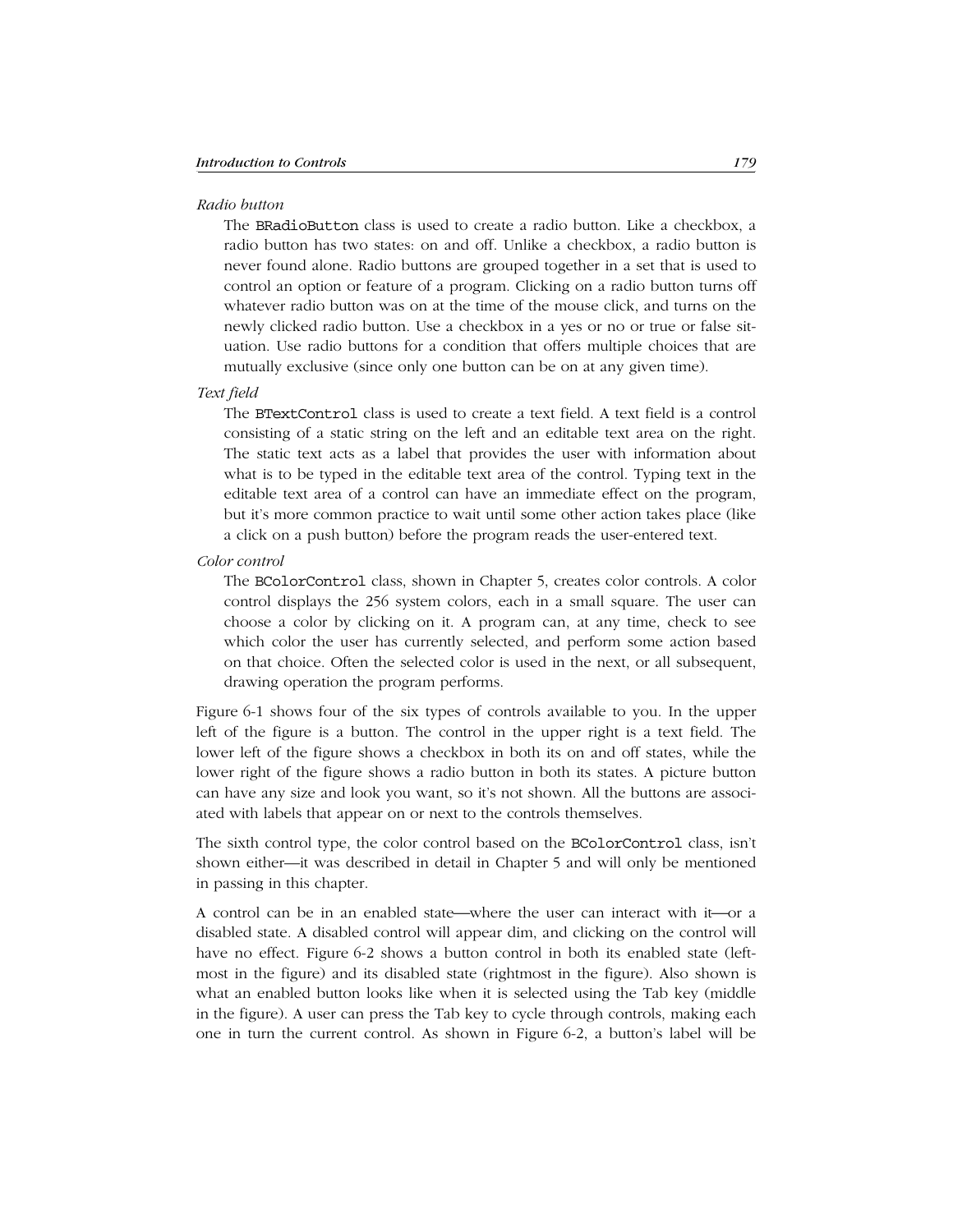*Radio button*

The `BRadioButton` class is used to create a radio button. Like a checkbox, a radio button has two states: on and off. Unlike a checkbox, a radio button is never found alone. Radio buttons are grouped together in a set that is used to control an option or feature of a program. Clicking on a radio button turns off whatever radio button was on at the time of the mouse click, and turns on the newly clicked radio button. Use a checkbox in a yes or no or true or false situation. Use radio buttons for a condition that offers multiple choices that are mutually exclusive (since only one button can be on at any given time).

*Text field*

The `BTextControl` class is used to create a text field. A text field is a control consisting of a static string on the left and an editable text area on the right. The static text acts as a label that provides the user with information about what is to be typed in the editable text area of the control. Typing text in the editable text area of a control can have an immediate effect on the program, but it's more common practice to wait until some other action takes place (like a click on a push button) before the program reads the user-entered text.

*Color control*

The `BColorControl` class, shown in Chapter 5, creates color controls. A color control displays the 256 system colors, each in a small square. The user can choose a color by clicking on it. A program can, at any time, check to see which color the user has currently selected, and perform some action based on that choice. Often the selected color is used in the next, or all subsequent, drawing operation the program performs.

Figure 6-1 shows four of the six types of controls available to you. In the upper left of the figure is a button. The control in the upper right is a text field. The lower left of the figure shows a checkbox in both its on and off states, while the lower right of the figure shows a radio button in both its states. A picture button can have any size and look you want, so it's not shown. All the buttons are associated with labels that appear on or next to the controls themselves.

The sixth control type, the color control based on the `BColorControl` class, isn't shown either—it was described in detail in Chapter 5 and will only be mentioned in passing in this chapter.

A control can be in an enabled state—where the user can interact with it—or a disabled state. A disabled control will appear dim, and clicking on the control will have no effect. Figure 6-2 shows a button control in both its enabled state (leftmost in the figure) and its disabled state (rightmost in the figure). Also shown is what an enabled button looks like when it is selected using the Tab key (middle in the figure). A user can press the Tab key to cycle through controls, making each one in turn the current control. As shown in Figure 6-2, a button's label will be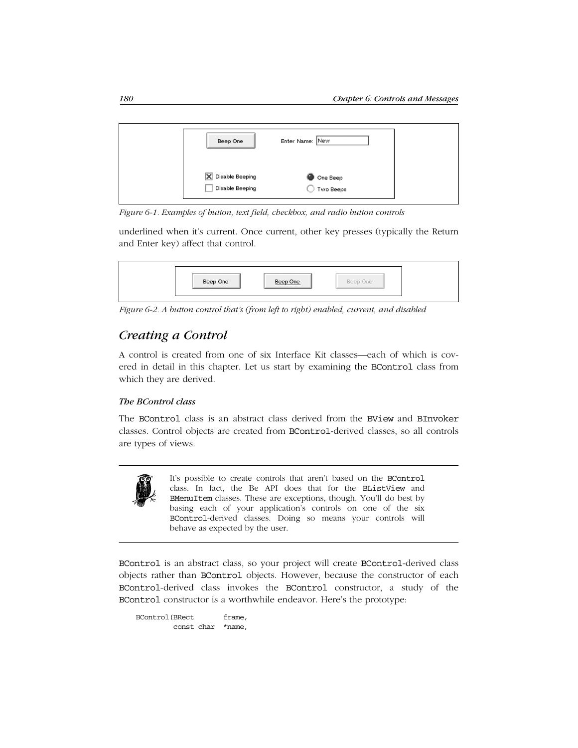Figure 6-1. Examples of button, text field, checkbox, and radio button controls

underlined when it's current. Once current, other key presses (typically the Return and Enter key) affect that control.

Figure 6-2. A button control that's (from left to right) enabled, current, and disabled

## Creating a Control

A control is created from one of six Interface Kit classes—each of which is covered in detail in this chapter. Let us start by examining the `BControl` class from which they are derived.

### *The BControl class*

The `BControl` class is an abstract class derived from the `BView` and `BInvoker` classes. Control objects are created from `BControl`-derived classes, so all controls are types of views.

> It's possible to create controls that aren't based on the `BControl` class. In fact, the Be API does that for the `BListView` and `BMenuItem` classes. These are exceptions, though. You'll do best by basing each of your application's controls on one of the six `BControl`-derived classes. Doing so means your controls will behave as expected by the user.

`BControl` is an abstract class, so your project will create `BControl`-derived class objects rather than `BControl` objects. However, because the constructor of each `BControl`-derived class invokes the `BControl` constructor, a study of the `BControl` constructor is a worthwhile endeavor. Here's the prototype:

```
BControl(BRect       frame,
         const char  *name,
```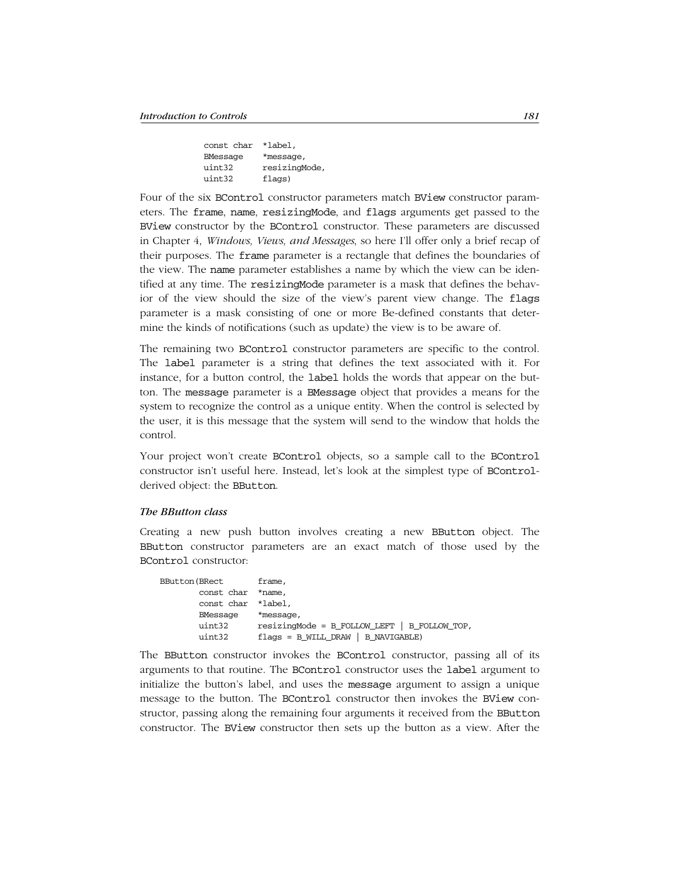```
        const char  *label,
        BMessage    *message,
        uint32      resizingMode,
        uint32      flags)
```

Four of the six BControl constructor parameters match BView constructor parameters. The frame, name, resizingMode, and flags arguments get passed to the BView constructor by the BControl constructor. These parameters are discussed in Chapter 4, *Windows, Views, and Messages*, so here I'll offer only a brief recap of their purposes. The frame parameter is a rectangle that defines the boundaries of the view. The name parameter establishes a name by which the view can be identified at any time. The resizingMode parameter is a mask that defines the behavior of the view should the size of the view's parent view change. The flags parameter is a mask consisting of one or more Be-defined constants that determine the kinds of notifications (such as update) the view is to be aware of.

The remaining two BControl constructor parameters are specific to the control. The label parameter is a string that defines the text associated with it. For instance, for a button control, the label holds the words that appear on the button. The message parameter is a BMessage object that provides a means for the system to recognize the control as a unique entity. When the control is selected by the user, it is this message that the system will send to the window that holds the control.

Your project won't create BControl objects, so a sample call to the BControl constructor isn't useful here. Instead, let's look at the simplest type of BControl-derived object: the BButton.

### *The BButton class*

Creating a new push button involves creating a new BButton object. The BButton constructor parameters are an exact match of those used by the BControl constructor:

```
BButton(BRect       frame,
        const char  *name,
        const char  *label,
        BMessage    *message,
        uint32      resizingMode = B_FOLLOW_LEFT | B_FOLLOW_TOP,
        uint32      flags = B_WILL_DRAW | B_NAVIGABLE)
```

The BButton constructor invokes the BControl constructor, passing all of its arguments to that routine. The BControl constructor uses the label argument to initialize the button's label, and uses the message argument to assign a unique message to the button. The BControl constructor then invokes the BView constructor, passing along the remaining four arguments it received from the BButton constructor. The BView constructor then sets up the button as a view. After the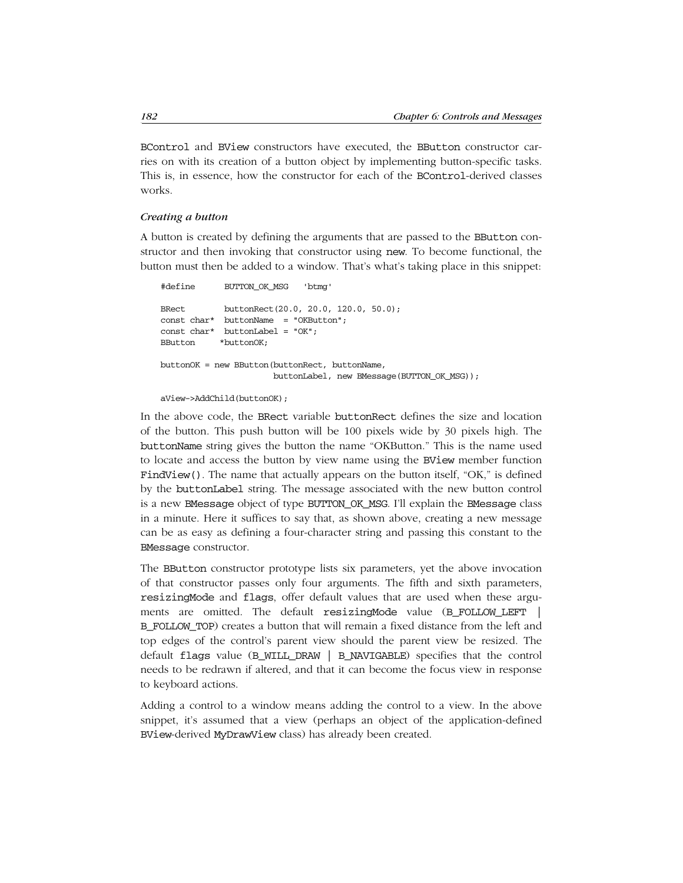BControl and BView constructors have executed, the BButton constructor carries on with its creation of a button object by implementing button-specific tasks. This is, in essence, how the constructor for each of the BControl-derived classes works.

*Creating a button*

A button is created by defining the arguments that are passed to the BButton constructor and then invoking that constructor using new. To become functional, the button must then be added to a window. That's what's taking place in this snippet:

```
#define      BUTTON_OK_MSG   'btmg'

BRect        buttonRect(20.0, 20.0, 120.0, 50.0);
const char*  buttonName  = "OKButton";
const char*  buttonLabel = "OK";
BButton     *buttonOK;

buttonOK = new BButton(buttonRect, buttonName,
                       buttonLabel, new BMessage(BUTTON_OK_MSG));

aView->AddChild(buttonOK);
```

In the above code, the BRect variable buttonRect defines the size and location of the button. This push button will be 100 pixels wide by 30 pixels high. The buttonName string gives the button the name "OKButton." This is the name used to locate and access the button by view name using the BView member function FindView(). The name that actually appears on the button itself, "OK," is defined by the buttonLabel string. The message associated with the new button control is a new BMessage object of type BUTTON_OK_MSG. I'll explain the BMessage class in a minute. Here it suffices to say that, as shown above, creating a new message can be as easy as defining a four-character string and passing this constant to the BMessage constructor.

The BButton constructor prototype lists six parameters, yet the above invocation of that constructor passes only four arguments. The fifth and sixth parameters, resizingMode and flags, offer default values that are used when these arguments are omitted. The default resizingMode value (B_FOLLOW_LEFT | B_FOLLOW_TOP) creates a button that will remain a fixed distance from the left and top edges of the control's parent view should the parent view be resized. The default flags value (B_WILL_DRAW | B_NAVIGABLE) specifies that the control needs to be redrawn if altered, and that it can become the focus view in response to keyboard actions.

Adding a control to a window means adding the control to a view. In the above snippet, it's assumed that a view (perhaps an object of the application-defined BView-derived MyDrawView class) has already been created.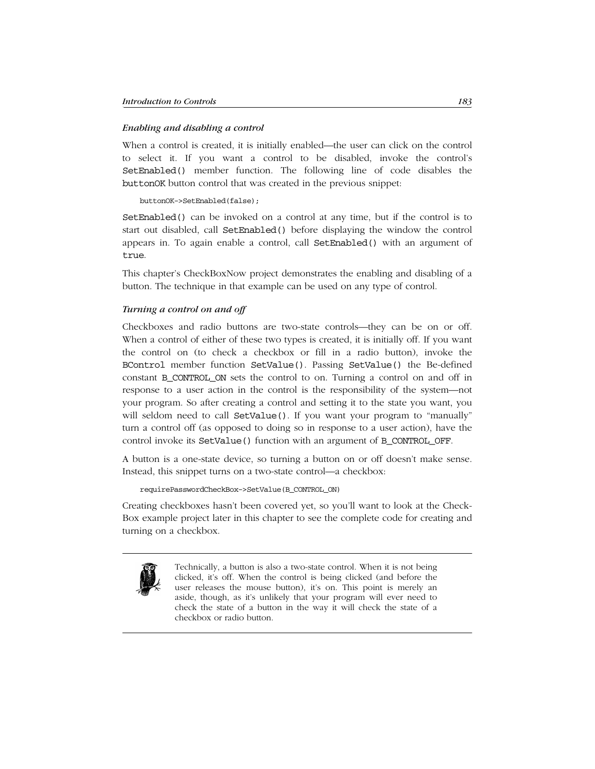### *Enabling and disabling a control*

When a control is created, it is initially enabled—the user can click on the control to select it. If you want a control to be disabled, invoke the control's `SetEnabled()` member function. The following line of code disables the `buttonOK` button control that was created in the previous snippet:

```
buttonOK->SetEnabled(false);
```

`SetEnabled()` can be invoked on a control at any time, but if the control is to start out disabled, call `SetEnabled()` before displaying the window the control appears in. To again enable a control, call `SetEnabled()` with an argument of `true`.

This chapter's CheckBoxNow project demonstrates the enabling and disabling of a button. The technique in that example can be used on any type of control.

### *Turning a control on and off*

Checkboxes and radio buttons are two-state controls—they can be on or off. When a control of either of these two types is created, it is initially off. If you want the control on (to check a checkbox or fill in a radio button), invoke the `BControl` member function `SetValue()`. Passing `SetValue()` the Be-defined constant `B_CONTROL_ON` sets the control to on. Turning a control on and off in response to a user action in the control is the responsibility of the system—not your program. So after creating a control and setting it to the state you want, you will seldom need to call `SetValue()`. If you want your program to "manually" turn a control off (as opposed to doing so in response to a user action), have the control invoke its `SetValue()` function with an argument of `B_CONTROL_OFF`.

A button is a one-state device, so turning a button on or off doesn't make sense. Instead, this snippet turns on a two-state control—a checkbox:

```
requirePasswordCheckBox->SetValue(B_CONTROL_ON)
```

Creating checkboxes hasn't been covered yet, so you'll want to look at the Check-Box example project later in this chapter to see the complete code for creating and turning on a checkbox.

> Technically, a button is also a two-state control. When it is not being clicked, it's off. When the control is being clicked (and before the user releases the mouse button), it's on. This point is merely an aside, though, as it's unlikely that your program will ever need to check the state of a button in the way it will check the state of a checkbox or radio button.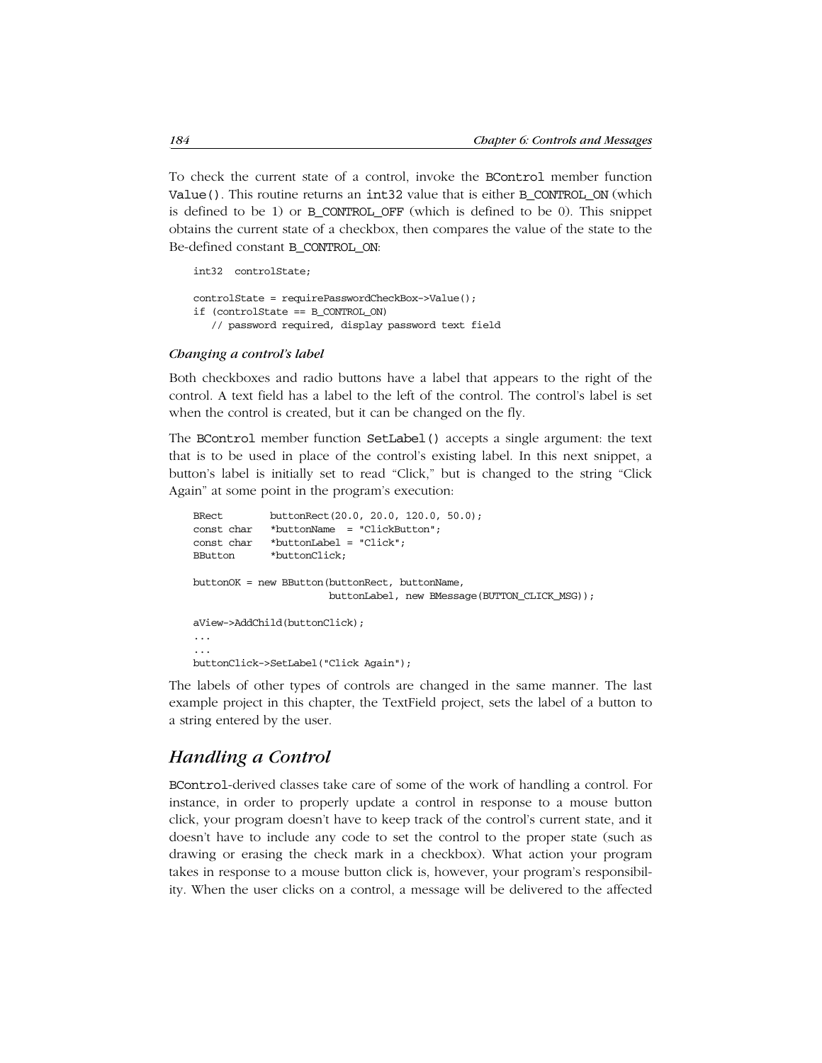To check the current state of a control, invoke the BControl member function Value(). This routine returns an int32 value that is either B_CONTROL_ON (which is defined to be 1) or B_CONTROL_OFF (which is defined to be 0). This snippet obtains the current state of a checkbox, then compares the value of the state to the Be-defined constant B_CONTROL_ON:

```
int32  controlState;

controlState = requirePasswordCheckBox->Value();
if (controlState == B_CONTROL_ON)
   // password required, display password text field
```

#### *Changing a control's label*

Both checkboxes and radio buttons have a label that appears to the right of the control. A text field has a label to the left of the control. The control's label is set when the control is created, but it can be changed on the fly.

The BControl member function SetLabel() accepts a single argument: the text that is to be used in place of the control's existing label. In this next snippet, a button's label is initially set to read "Click," but is changed to the string "Click Again" at some point in the program's execution:

```
BRect        buttonRect(20.0, 20.0, 120.0, 50.0);
const char   *buttonName  = "ClickButton";
const char   *buttonLabel = "Click";
BButton      *buttonClick;

buttonOK = new BButton(buttonRect, buttonName,
                       buttonLabel, new BMessage(BUTTON_CLICK_MSG));

aView->AddChild(buttonClick);
...
...
buttonClick->SetLabel("Click Again");
```

The labels of other types of controls are changed in the same manner. The last example project in this chapter, the TextField project, sets the label of a button to a string entered by the user.

## *Handling a Control*

BControl-derived classes take care of some of the work of handling a control. For instance, in order to properly update a control in response to a mouse button click, your program doesn't have to keep track of the control's current state, and it doesn't have to include any code to set the control to the proper state (such as drawing or erasing the check mark in a checkbox). What action your program takes in response to a mouse button click is, however, your program's responsibility. When the user clicks on a control, a message will be delivered to the affected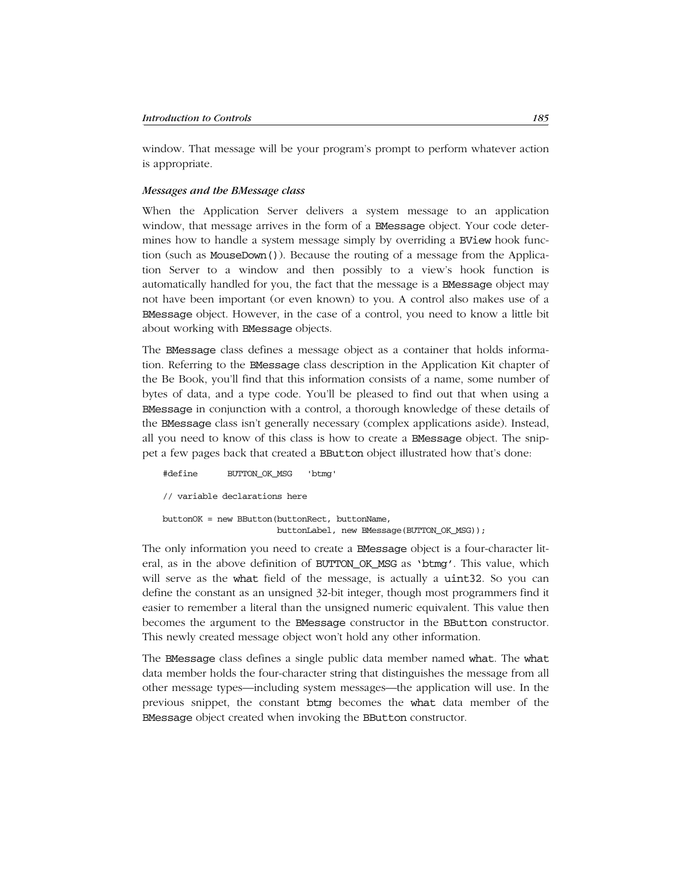window. That message will be your program's prompt to perform whatever action is appropriate.

### *Messages and the BMessage class*

When the Application Server delivers a system message to an application window, that message arrives in the form of a BMessage object. Your code determines how to handle a system message simply by overriding a BView hook function (such as MouseDown()). Because the routing of a message from the Application Server to a window and then possibly to a view's hook function is automatically handled for you, the fact that the message is a BMessage object may not have been important (or even known) to you. A control also makes use of a BMessage object. However, in the case of a control, you need to know a little bit about working with BMessage objects.

The BMessage class defines a message object as a container that holds information. Referring to the BMessage class description in the Application Kit chapter of the Be Book, you'll find that this information consists of a name, some number of bytes of data, and a type code. You'll be pleased to find out that when using a BMessage in conjunction with a control, a thorough knowledge of these details of the BMessage class isn't generally necessary (complex applications aside). Instead, all you need to know of this class is how to create a BMessage object. The snippet a few pages back that created a BButton object illustrated how that's done:

```
#define     BUTTON_OK_MSG   'btmg'

// variable declarations here

buttonOK = new BButton(buttonRect, buttonName,
                       buttonLabel, new BMessage(BUTTON_OK_MSG));
```

The only information you need to create a BMessage object is a four-character literal, as in the above definition of BUTTON_OK_MSG as 'btmg'. This value, which will serve as the what field of the message, is actually a uint32. So you can define the constant as an unsigned 32-bit integer, though most programmers find it easier to remember a literal than the unsigned numeric equivalent. This value then becomes the argument to the BMessage constructor in the BButton constructor. This newly created message object won't hold any other information.

The BMessage class defines a single public data member named what. The what data member holds the four-character string that distinguishes the message from all other message types—including system messages—the application will use. In the previous snippet, the constant btmg becomes the what data member of the BMessage object created when invoking the BButton constructor.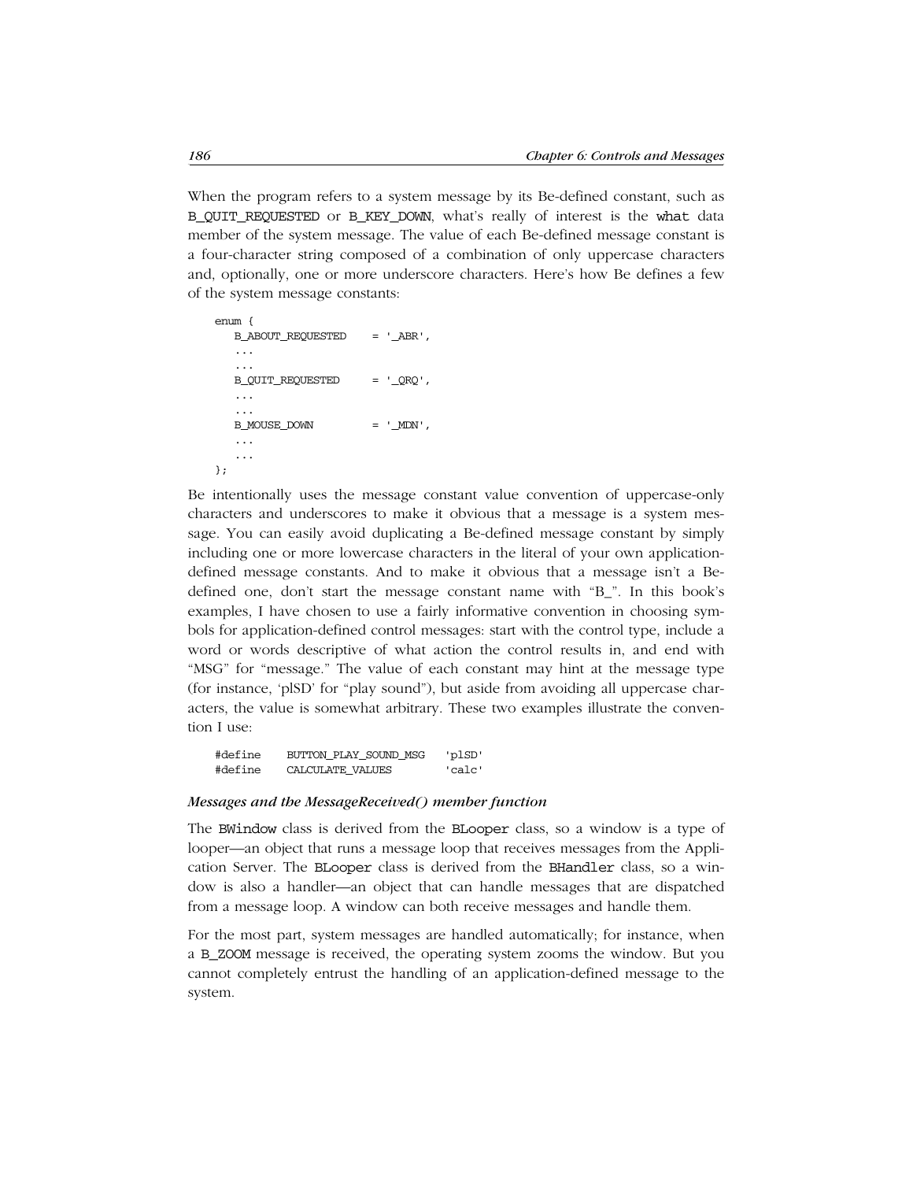When the program refers to a system message by its Be-defined constant, such as B_QUIT_REQUESTED or B_KEY_DOWN, what's really of interest is the what data member of the system message. The value of each Be-defined message constant is a four-character string composed of a combination of only uppercase characters and, optionally, one or more underscore characters. Here's how Be defines a few of the system message constants:

```
enum {
   B_ABOUT_REQUESTED    = '_ABR',
   ...
   ...
   B_QUIT_REQUESTED     = '_QRQ',
   ...
   ...
   B_MOUSE_DOWN         = '_MDN',
   ...
   ...
};
```

Be intentionally uses the message constant value convention of uppercase-only characters and underscores to make it obvious that a message is a system message. You can easily avoid duplicating a Be-defined message constant by simply including one or more lowercase characters in the literal of your own application-defined message constants. And to make it obvious that a message isn't a Be-defined one, don't start the message constant name with "B_". In this book's examples, I have chosen to use a fairly informative convention in choosing symbols for application-defined control messages: start with the control type, include a word or words descriptive of what action the control results in, and end with "MSG" for "message." The value of each constant may hint at the message type (for instance, 'plSD' for "play sound"), but aside from avoiding all uppercase characters, the value is somewhat arbitrary. These two examples illustrate the convention I use:

```
#define    BUTTON_PLAY_SOUND_MSG   'plSD'
#define    CALCULATE_VALUES        'calc'
```

#### *Messages and the MessageReceived() member function*

The BWindow class is derived from the BLooper class, so a window is a type of looper—an object that runs a message loop that receives messages from the Application Server. The BLooper class is derived from the BHandler class, so a window is also a handler—an object that can handle messages that are dispatched from a message loop. A window can both receive messages and handle them.

For the most part, system messages are handled automatically; for instance, when a B_ZOOM message is received, the operating system zooms the window. But you cannot completely entrust the handling of an application-defined message to the system.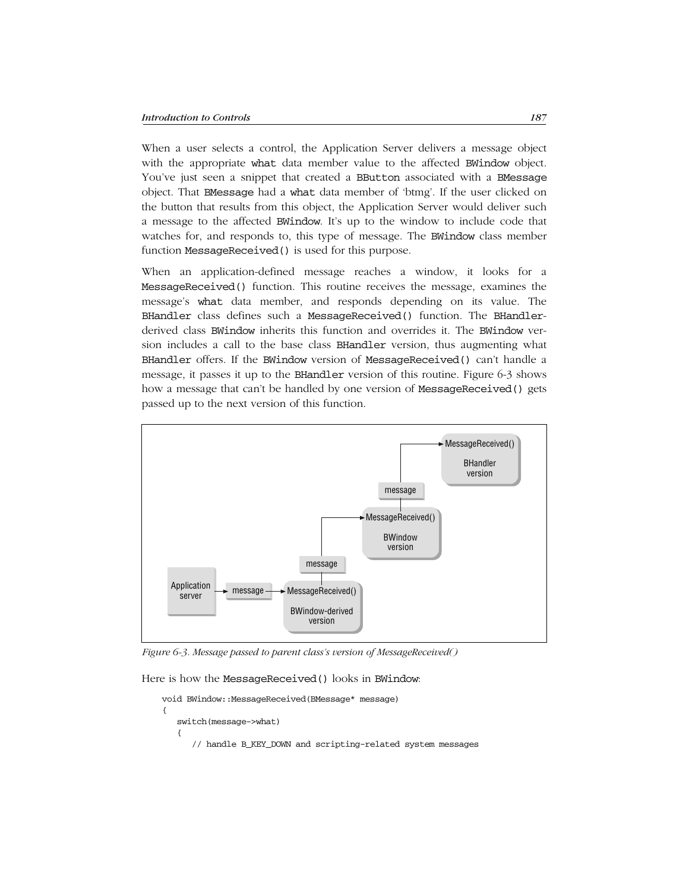When a user selects a control, the Application Server delivers a message object with the appropriate `what` data member value to the affected `BWindow` object. You've just seen a snippet that created a `BButton` associated with a `BMessage` object. That `BMessage` had a `what` data member of 'btmg'. If the user clicked on the button that results from this object, the Application Server would deliver such a message to the affected `BWindow`. It's up to the window to include code that watches for, and responds to, this type of message. The `BWindow` class member function `MessageReceived()` is used for this purpose.

When an application-defined message reaches a window, it looks for a `MessageReceived()` function. This routine receives the message, examines the message's `what` data member, and responds depending on its value. The `BHandler` class defines such a `MessageReceived()` function. The `BHandler`-derived class `BWindow` inherits this function and overrides it. The `BWindow` version includes a call to the base class `BHandler` version, thus augmenting what `BHandler` offers. If the `BWindow` version of `MessageReceived()` can't handle a message, it passes it up to the `BHandler` version of this routine. Figure 6-3 shows how a message that can't be handled by one version of `MessageReceived()` gets passed up to the next version of this function.

*Figure 6-3. Message passed to parent class's version of MessageReceived()*

Here is how the `MessageReceived()` looks in `BWindow`:

```
void BWindow::MessageReceived(BMessage* message)
{
   switch(message->what)
   {
      // handle B_KEY_DOWN and scripting-related system messages
```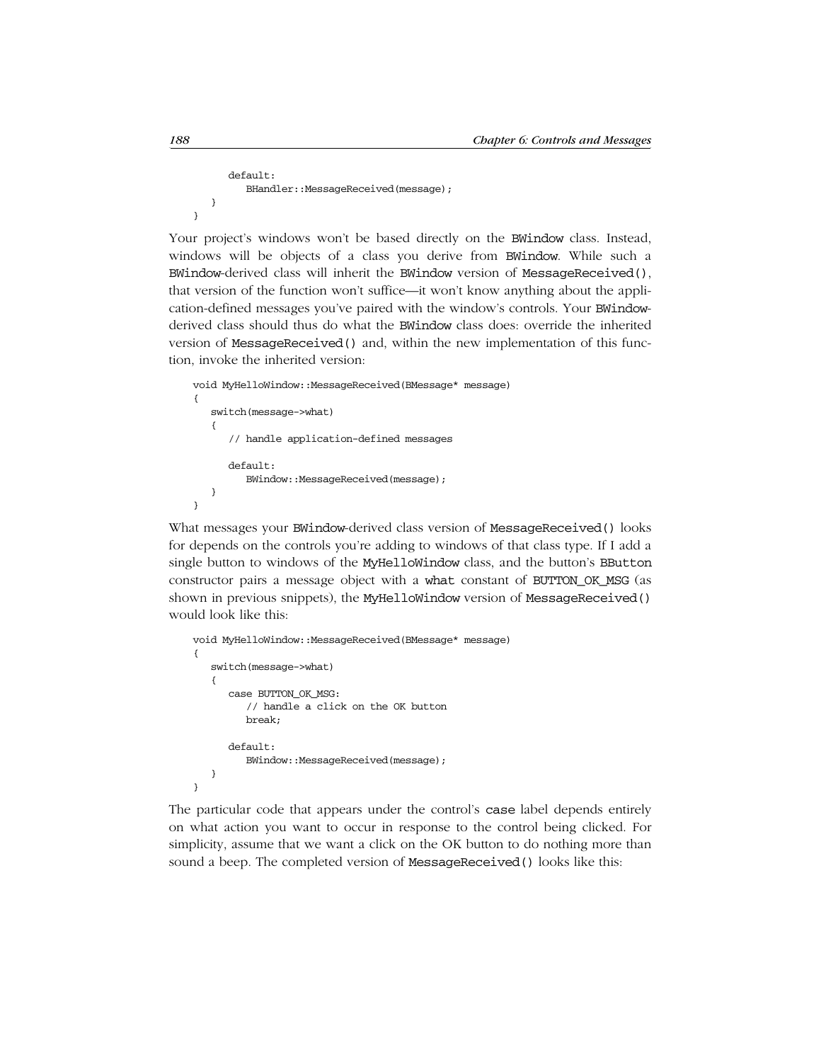```
        default:
            BHandler::MessageReceived(message);
    }
}
```

Your project's windows won't be based directly on the BWindow class. Instead, windows will be objects of a class you derive from BWindow. While such a BWindow-derived class will inherit the BWindow version of MessageReceived(), that version of the function won't suffice—it won't know anything about the application-defined messages you've paired with the window's controls. Your BWindow-derived class should thus do what the BWindow class does: override the inherited version of MessageReceived() and, within the new implementation of this function, invoke the inherited version:

```
void MyHelloWindow::MessageReceived(BMessage* message)
{
    switch(message->what)
    {
        // handle application-defined messages

        default:
            BWindow::MessageReceived(message);
    }
}
```

What messages your BWindow-derived class version of MessageReceived() looks for depends on the controls you're adding to windows of that class type. If I add a single button to windows of the MyHelloWindow class, and the button's BButton constructor pairs a message object with a what constant of BUTTON_OK_MSG (as shown in previous snippets), the MyHelloWindow version of MessageReceived() would look like this:

```
void MyHelloWindow::MessageReceived(BMessage* message)
{
    switch(message->what)
    {
        case BUTTON_OK_MSG:
            // handle a click on the OK button
            break;

        default:
            BWindow::MessageReceived(message);
    }
}
```

The particular code that appears under the control's case label depends entirely on what action you want to occur in response to the control being clicked. For simplicity, assume that we want a click on the OK button to do nothing more than sound a beep. The completed version of MessageReceived() looks like this: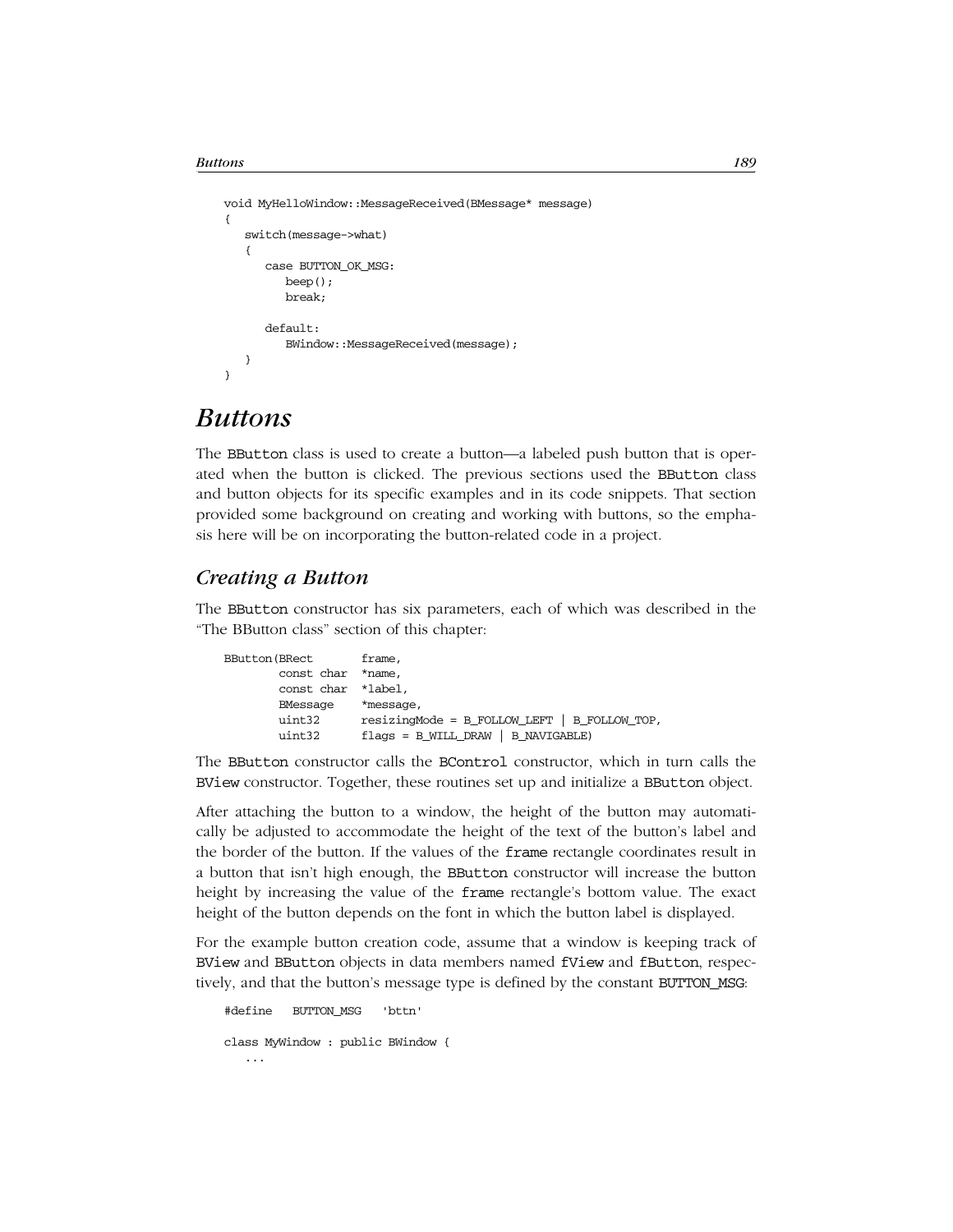```
void MyHelloWindow::MessageReceived(BMessage* message)
{
   switch(message->what)
   {
      case BUTTON_OK_MSG:
         beep();
         break;

      default:
         BWindow::MessageReceived(message);
   }
}
```

# Buttons

The BButton class is used to create a button—a labeled push button that is operated when the button is clicked. The previous sections used the BButton class and button objects for its specific examples and in its code snippets. That section provided some background on creating and working with buttons, so the emphasis here will be on incorporating the button-related code in a project.

## Creating a Button

The BButton constructor has six parameters, each of which was described in the "The BButton class" section of this chapter:

```
BButton(BRect       frame,
        const char  *name,
        const char  *label,
        BMessage    *message,
        uint32      resizingMode = B_FOLLOW_LEFT | B_FOLLOW_TOP,
        uint32      flags = B_WILL_DRAW | B_NAVIGABLE)
```

The BButton constructor calls the BControl constructor, which in turn calls the BView constructor. Together, these routines set up and initialize a BButton object.

After attaching the button to a window, the height of the button may automatically be adjusted to accommodate the height of the text of the button's label and the border of the button. If the values of the frame rectangle coordinates result in a button that isn't high enough, the BButton constructor will increase the button height by increasing the value of the frame rectangle's bottom value. The exact height of the button depends on the font in which the button label is displayed.

For the example button creation code, assume that a window is keeping track of BView and BButton objects in data members named fView and fButton, respectively, and that the button's message type is defined by the constant BUTTON_MSG:

```
#define   BUTTON_MSG   'bttn'

class MyWindow : public BWindow {
   ...
```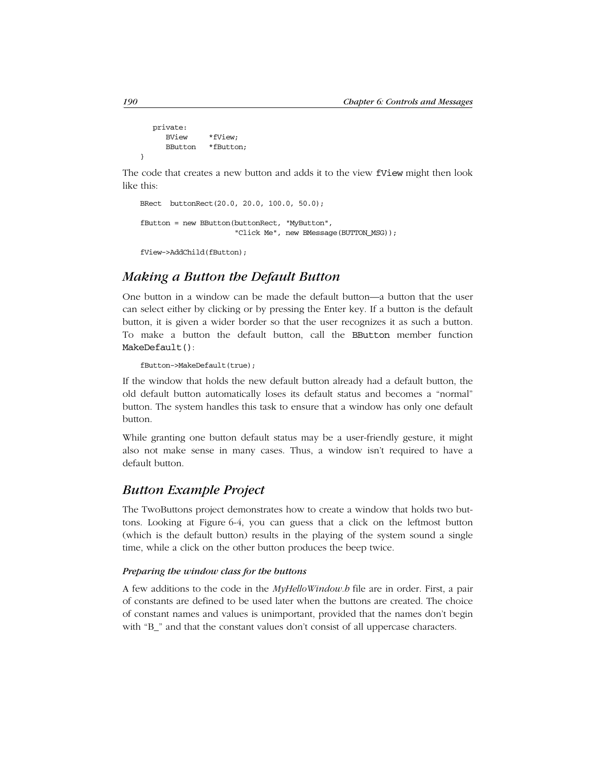```
    private:
        BView     *fView;
        BButton   *fButton;
}
```

The code that creates a new button and adds it to the view `fView` might then look like this:

```
BRect  buttonRect(20.0, 20.0, 100.0, 50.0);

fButton = new BButton(buttonRect, "MyButton",
                      "Click Me", new BMessage(BUTTON_MSG));

fView->AddChild(fButton);
```

## *Making a Button the Default Button*

One button in a window can be made the default button—a button that the user can select either by clicking or by pressing the Enter key. If a button is the default button, it is given a wider border so that the user recognizes it as such a button. To make a button the default button, call the `BButton` member function `MakeDefault()`:

```
fButton->MakeDefault(true);
```

If the window that holds the new default button already had a default button, the old default button automatically loses its default status and becomes a "normal" button. The system handles this task to ensure that a window has only one default button.

While granting one button default status may be a user-friendly gesture, it might also not make sense in many cases. Thus, a window isn't required to have a default button.

## *Button Example Project*

The TwoButtons project demonstrates how to create a window that holds two buttons. Looking at Figure 6-4, you can guess that a click on the leftmost button (which is the default button) results in the playing of the system sound a single time, while a click on the other button produces the beep twice.

#### *Preparing the window class for the buttons*

A few additions to the code in the *MyHelloWindow.h* file are in order. First, a pair of constants are defined to be used later when the buttons are created. The choice of constant names and values is unimportant, provided that the names don't begin with "B_" and that the constant values don't consist of all uppercase characters.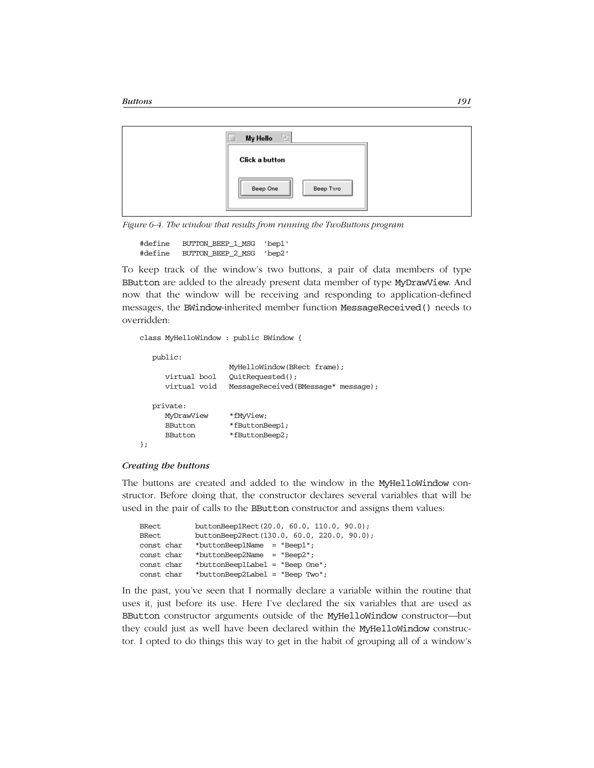Figure 6-4. The window that results from running the TwoButtons program

```
#define   BUTTON_BEEP_1_MSG  'bep1'
#define   BUTTON_BEEP_2_MSG  'bep2'
```

To keep track of the window's two buttons, a pair of data members of type BButton are added to the already present data member of type MyDrawView. And now that the window will be receiving and responding to application-defined messages, the BWindow-inherited member function MessageReceived() needs to overridden:

```
class MyHelloWindow : public BWindow {

   public:
                     MyHelloWindow(BRect frame);
      virtual bool   QuitRequested();
      virtual void   MessageReceived(BMessage* message);

   private:
      MyDrawView     *fMyView;
      BButton        *fButtonBeep1;
      BButton        *fButtonBeep2;
};
```

#### *Creating the buttons*

The buttons are created and added to the window in the MyHelloWindow constructor. Before doing that, the constructor declares several variables that will be used in the pair of calls to the BButton constructor and assigns them values:

```
BRect        buttonBeep1Rect(20.0, 60.0, 110.0, 90.0);
BRect        buttonBeep2Rect(130.0, 60.0, 220.0, 90.0);
const char   *buttonBeep1Name  = "Beep1";
const char   *buttonBeep2Name  = "Beep2";
const char   *buttonBeep1Label = "Beep One";
const char   *buttonBeep2Label = "Beep Two";
```

In the past, you've seen that I normally declare a variable within the routine that uses it, just before its use. Here I've declared the six variables that are used as BButton constructor arguments outside of the MyHelloWindow constructor—but they could just as well have been declared within the MyHelloWindow constructor. I opted to do things this way to get in the habit of grouping all of a window's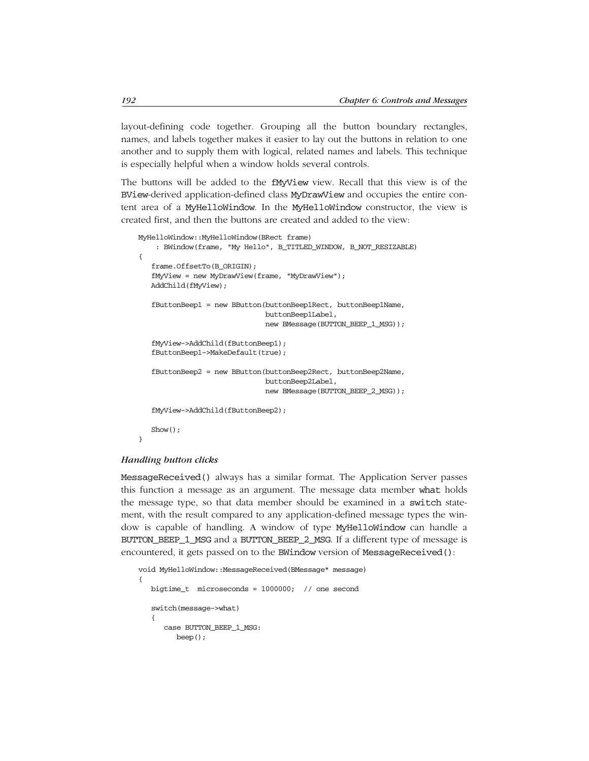layout-defining code together. Grouping all the button boundary rectangles, names, and labels together makes it easier to lay out the buttons in relation to one another and to supply them with logical, related names and labels. This technique is especially helpful when a window holds several controls.

The buttons will be added to the `fMyView` view. Recall that this view is of the `BView`-derived application-defined class `MyDrawView` and occupies the entire content area of a `MyHelloWindow`. In the `MyHelloWindow` constructor, the view is created first, and then the buttons are created and added to the view:

```
MyHelloWindow::MyHelloWindow(BRect frame)
    : BWindow(frame, "My Hello", B_TITLED_WINDOW, B_NOT_RESIZABLE)
{
   frame.OffsetTo(B_ORIGIN);
   fMyView = new MyDrawView(frame, "MyDrawView");
   AddChild(fMyView);

   fButtonBeep1 = new BButton(buttonBeep1Rect, buttonBeep1Name,
                              buttonBeep1Label,
                              new BMessage(BUTTON_BEEP_1_MSG));

   fMyView->AddChild(fButtonBeep1);
   fButtonBeep1->MakeDefault(true);

   fButtonBeep2 = new BButton(buttonBeep2Rect, buttonBeep2Name,
                              buttonBeep2Label,
                              new BMessage(BUTTON_BEEP_2_MSG));

   fMyView->AddChild(fButtonBeep2);

   Show();
}
```

### *Handling button clicks*

`MessageReceived()` always has a similar format. The Application Server passes this function a message as an argument. The message data member `what` holds the message type, so that data member should be examined in a `switch` statement, with the result compared to any application-defined message types the window is capable of handling. A window of type `MyHelloWindow` can handle a `BUTTON_BEEP_1_MSG` and a `BUTTON_BEEP_2_MSG`. If a different type of message is encountered, it gets passed on to the `BWindow` version of `MessageReceived()`:

```
void MyHelloWindow::MessageReceived(BMessage* message)
{
   bigtime_t  microseconds = 1000000;  // one second

   switch(message->what)
   {
      case BUTTON_BEEP_1_MSG:
         beep();
```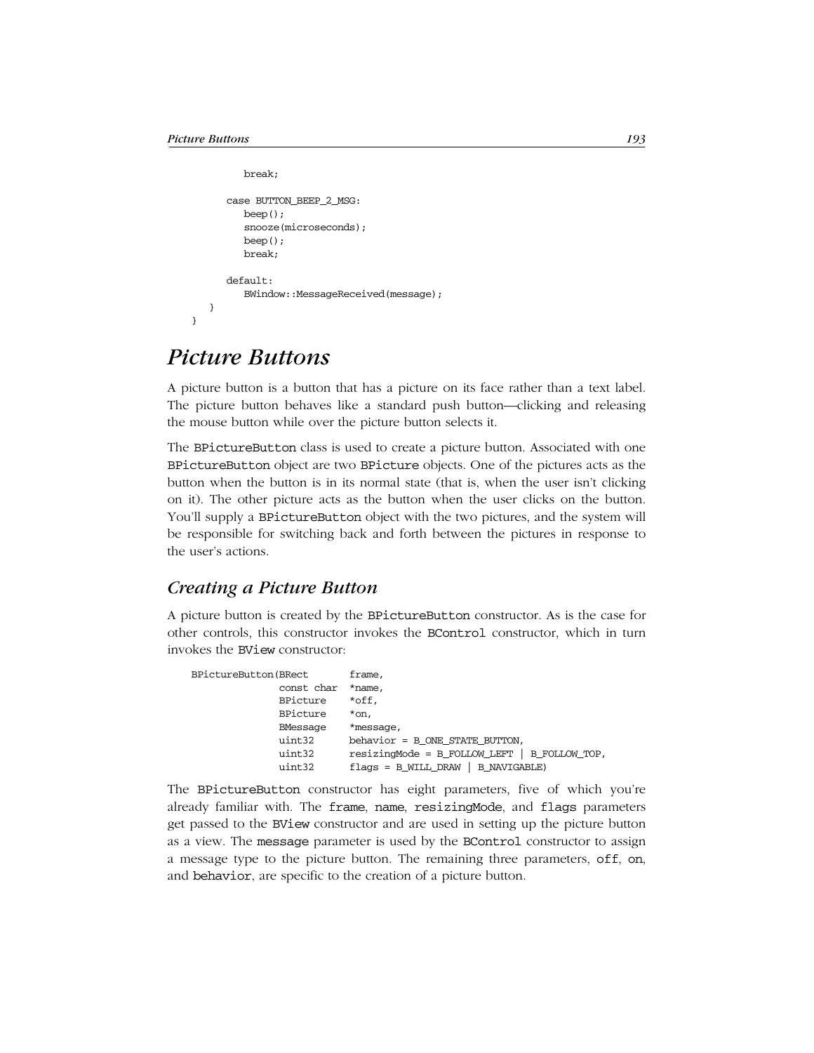```
            break;

        case BUTTON_BEEP_2_MSG:
            beep();
            snooze(microseconds);
            beep();
            break;

        default:
            BWindow::MessageReceived(message);
    }
}
```

## Picture Buttons

A picture button is a button that has a picture on its face rather than a text label. The picture button behaves like a standard push button—clicking and releasing the mouse button while over the picture button selects it.

The `BPictureButton` class is used to create a picture button. Associated with one `BPictureButton` object are two `BPicture` objects. One of the pictures acts as the button when the button is in its normal state (that is, when the user isn't clicking on it). The other picture acts as the button when the user clicks on the button. You'll supply a `BPictureButton` object with the two pictures, and the system will be responsible for switching back and forth between the pictures in response to the user's actions.

### Creating a Picture Button

A picture button is created by the `BPictureButton` constructor. As is the case for other controls, this constructor invokes the `BControl` constructor, which in turn invokes the `BView` constructor:

```
BPictureButton(BRect       frame,
               const char  *name,
               BPicture    *off,
               BPicture    *on,
               BMessage    *message,
               uint32      behavior = B_ONE_STATE_BUTTON,
               uint32      resizingMode = B_FOLLOW_LEFT | B_FOLLOW_TOP,
               uint32      flags = B_WILL_DRAW | B_NAVIGABLE)
```

The `BPictureButton` constructor has eight parameters, five of which you're already familiar with. The `frame`, `name`, `resizingMode`, and `flags` parameters get passed to the `BView` constructor and are used in setting up the picture button as a view. The `message` parameter is used by the `BControl` constructor to assign a message type to the picture button. The remaining three parameters, `off`, `on`, and `behavior`, are specific to the creation of a picture button.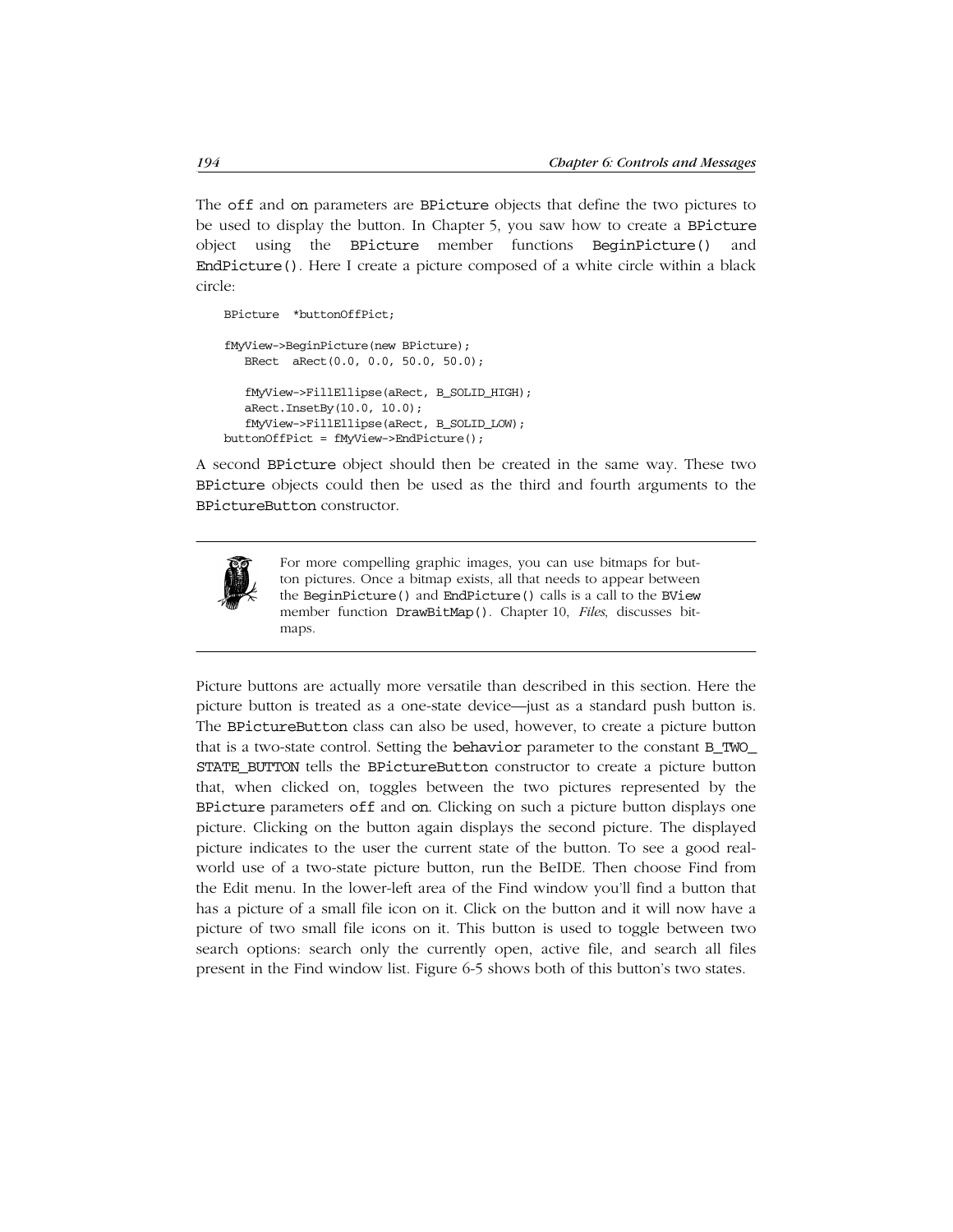The off and on parameters are BPicture objects that define the two pictures to be used to display the button. In Chapter 5, you saw how to create a BPicture object using the BPicture member functions BeginPicture() and EndPicture(). Here I create a picture composed of a white circle within a black circle:

```
BPicture  *buttonOffPict;

fMyView->BeginPicture(new BPicture);
   BRect  aRect(0.0, 0.0, 50.0, 50.0);

   fMyView->FillEllipse(aRect, B_SOLID_HIGH);
   aRect.InsetBy(10.0, 10.0);
   fMyView->FillEllipse(aRect, B_SOLID_LOW);
buttonOffPict = fMyView->EndPicture();
```

A second BPicture object should then be created in the same way. These two BPicture objects could then be used as the third and fourth arguments to the BPictureButton constructor.

> For more compelling graphic images, you can use bitmaps for button pictures. Once a bitmap exists, all that needs to appear between the BeginPicture() and EndPicture() calls is a call to the BView member function DrawBitMap(). Chapter 10, *Files*, discusses bitmaps.

Picture buttons are actually more versatile than described in this section. Here the picture button is treated as a one-state device—just as a standard push button is. The BPictureButton class can also be used, however, to create a picture button that is a two-state control. Setting the behavior parameter to the constant B_TWO_STATE_BUTTON tells the BPictureButton constructor to create a picture button that, when clicked on, toggles between the two pictures represented by the BPicture parameters off and on. Clicking on such a picture button displays one picture. Clicking on the button again displays the second picture. The displayed picture indicates to the user the current state of the button. To see a good real-world use of a two-state picture button, run the BeIDE. Then choose Find from the Edit menu. In the lower-left area of the Find window you'll find a button that has a picture of a small file icon on it. Click on the button and it will now have a picture of two small file icons on it. This button is used to toggle between two search options: search only the currently open, active file, and search all files present in the Find window list. Figure 6-5 shows both of this button's two states.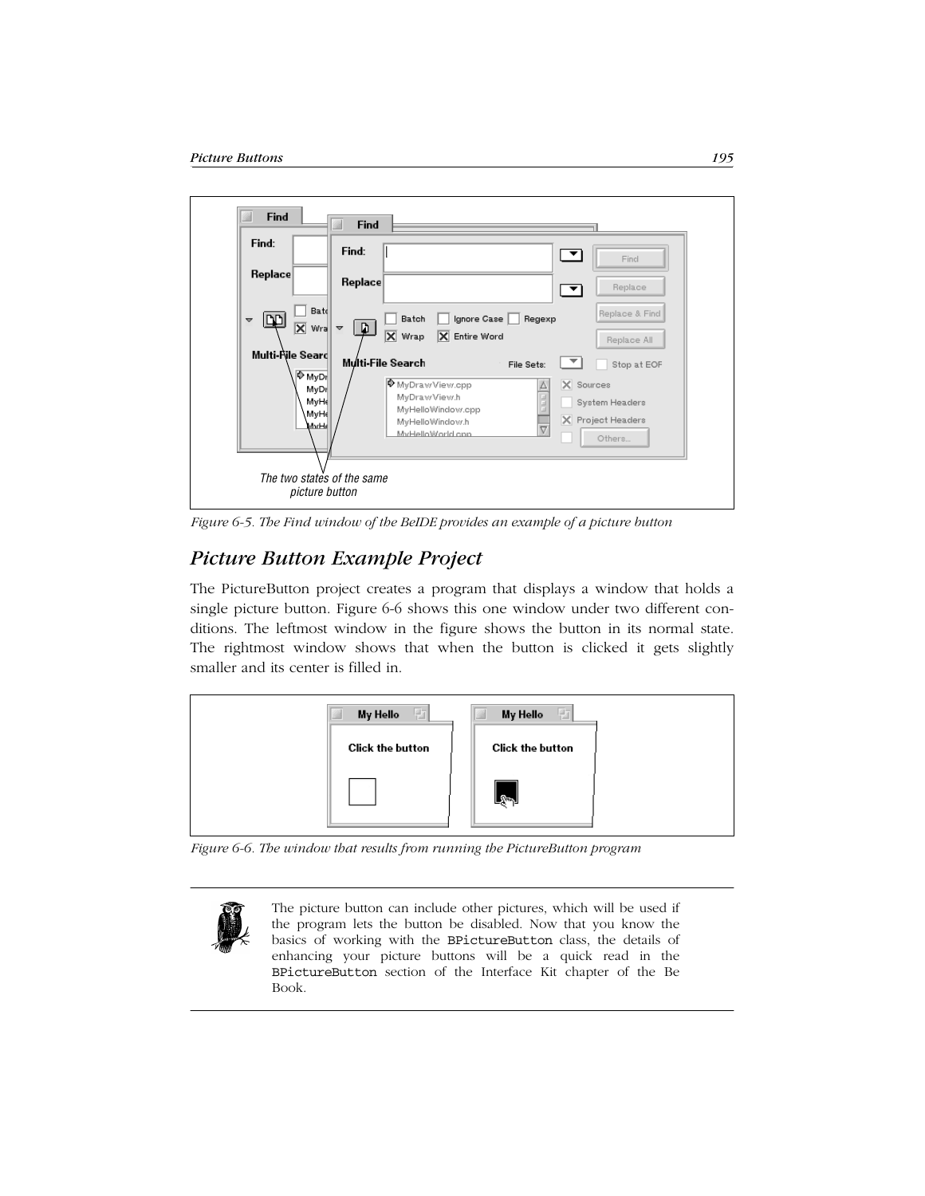Figure 6-5. The Find window of the BeIDE provides an example of a picture button

## Picture Button Example Project

The PictureButton project creates a program that displays a window that holds a single picture button. Figure 6-6 shows this one window under two different conditions. The leftmost window in the figure shows the button in its normal state. The rightmost window shows that when the button is clicked it gets slightly smaller and its center is filled in.

Figure 6-6. The window that results from running the PictureButton program

The picture button can include other pictures, which will be used if the program lets the button be disabled. Now that you know the basics of working with the `BPictureButton` class, the details of enhancing your picture buttons will be a quick read in the `BPictureButton` section of the Interface Kit chapter of the Be Book.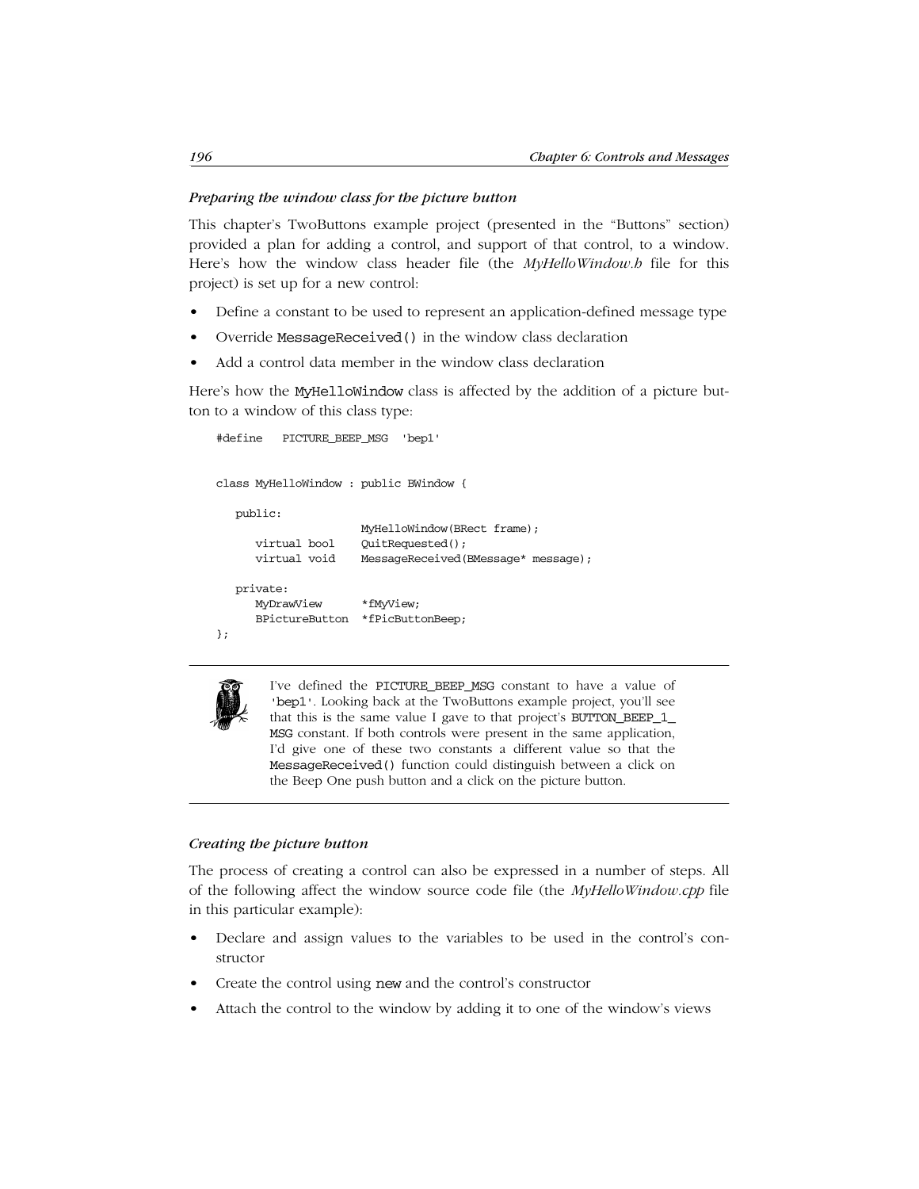### *Preparing the window class for the picture button*

This chapter's TwoButtons example project (presented in the "Buttons" section) provided a plan for adding a control, and support of that control, to a window. Here's how the window class header file (the *MyHelloWindow.h* file for this project) is set up for a new control:

- Define a constant to be used to represent an application-defined message type
- Override `MessageReceived()` in the window class declaration
- Add a control data member in the window class declaration

Here's how the `MyHelloWindow` class is affected by the addition of a picture button to a window of this class type:

```
#define   PICTURE_BEEP_MSG  'bep1'


class MyHelloWindow : public BWindow {

   public:
                    MyHelloWindow(BRect frame);
      virtual bool    QuitRequested();
      virtual void    MessageReceived(BMessage* message);

   private:
      MyDrawView      *fMyView;
      BPictureButton  *fPicButtonBeep;
};
```

I've defined the `PICTURE_BEEP_MSG` constant to have a value of `'bep1'`. Looking back at the TwoButtons example project, you'll see that this is the same value I gave to that project's `BUTTON_BEEP_1_MSG` constant. If both controls were present in the same application, I'd give one of these two constants a different value so that the `MessageReceived()` function could distinguish between a click on the Beep One push button and a click on the picture button.

### *Creating the picture button*

The process of creating a control can also be expressed in a number of steps. All of the following affect the window source code file (the *MyHelloWindow.cpp* file in this particular example):

- Declare and assign values to the variables to be used in the control's constructor
- Create the control using `new` and the control's constructor
- Attach the control to the window by adding it to one of the window's views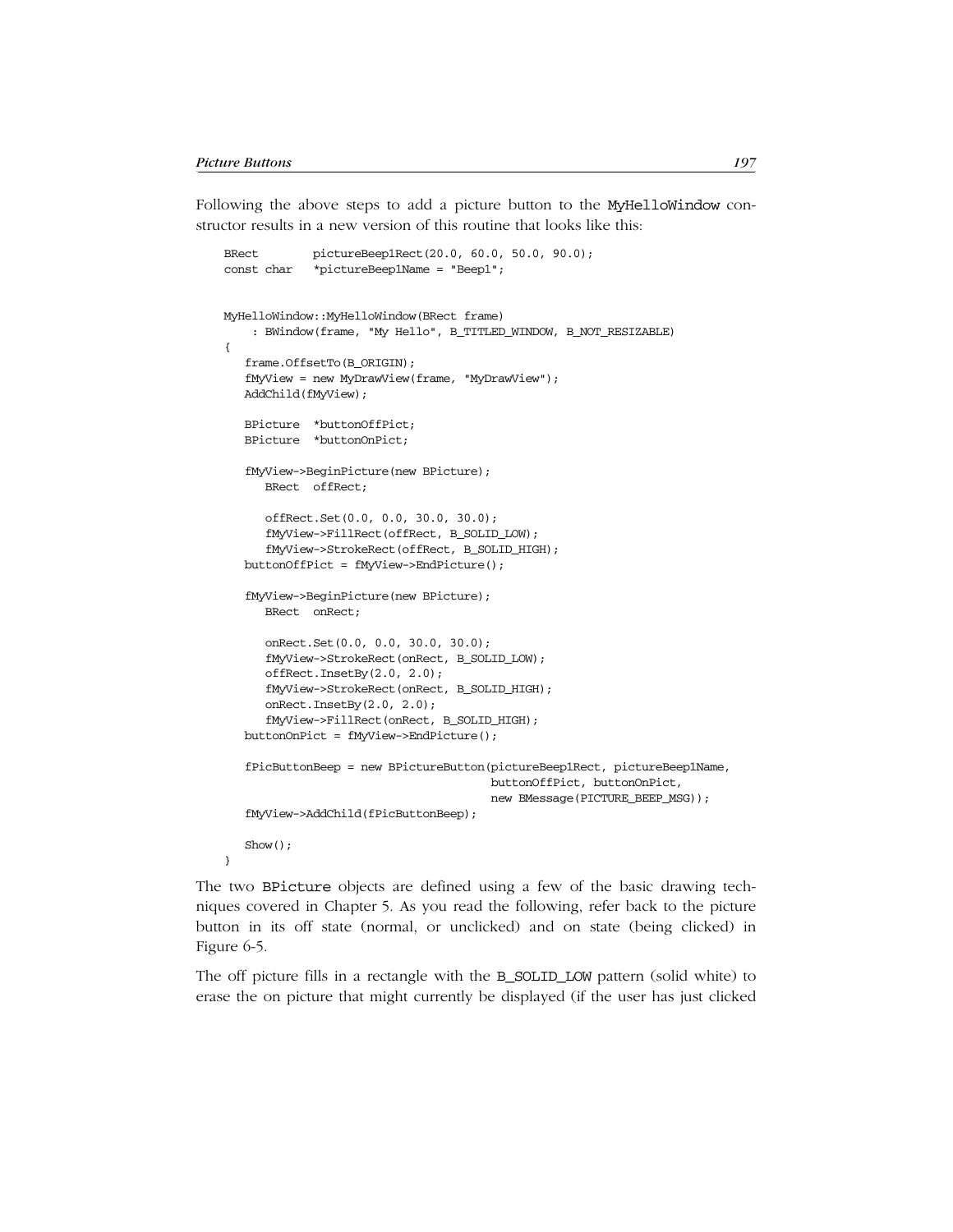Following the above steps to add a picture button to the MyHelloWindow constructor results in a new version of this routine that looks like this:

```
BRect        pictureBeep1Rect(20.0, 60.0, 50.0, 90.0);
const char   *pictureBeep1Name = "Beep1";


MyHelloWindow::MyHelloWindow(BRect frame)
     : BWindow(frame, "My Hello", B_TITLED_WINDOW, B_NOT_RESIZABLE)
{
   frame.OffsetTo(B_ORIGIN);
   fMyView = new MyDrawView(frame, "MyDrawView");
   AddChild(fMyView);

   BPicture  *buttonOffPict;
   BPicture  *buttonOnPict;

   fMyView->BeginPicture(new BPicture);
      BRect  offRect;

      offRect.Set(0.0, 0.0, 30.0, 30.0);
      fMyView->FillRect(offRect, B_SOLID_LOW);
      fMyView->StrokeRect(offRect, B_SOLID_HIGH);
   buttonOffPict = fMyView->EndPicture();

   fMyView->BeginPicture(new BPicture);
      BRect  onRect;

      onRect.Set(0.0, 0.0, 30.0, 30.0);
      fMyView->StrokeRect(onRect, B_SOLID_LOW);
      offRect.InsetBy(2.0, 2.0);
      fMyView->StrokeRect(onRect, B_SOLID_HIGH);
      onRect.InsetBy(2.0, 2.0);
      fMyView->FillRect(onRect, B_SOLID_HIGH);
   buttonOnPict = fMyView->EndPicture();

   fPicButtonBeep = new BPictureButton(pictureBeep1Rect, pictureBeep1Name,
                                       buttonOffPict, buttonOnPict,
                                       new BMessage(PICTURE_BEEP_MSG));
   fMyView->AddChild(fPicButtonBeep);

   Show();
}
```

The two BPicture objects are defined using a few of the basic drawing techniques covered in Chapter 5. As you read the following, refer back to the picture button in its off state (normal, or unclicked) and on state (being clicked) in Figure 6-5.

The off picture fills in a rectangle with the B_SOLID_LOW pattern (solid white) to erase the on picture that might currently be displayed (if the user has just clicked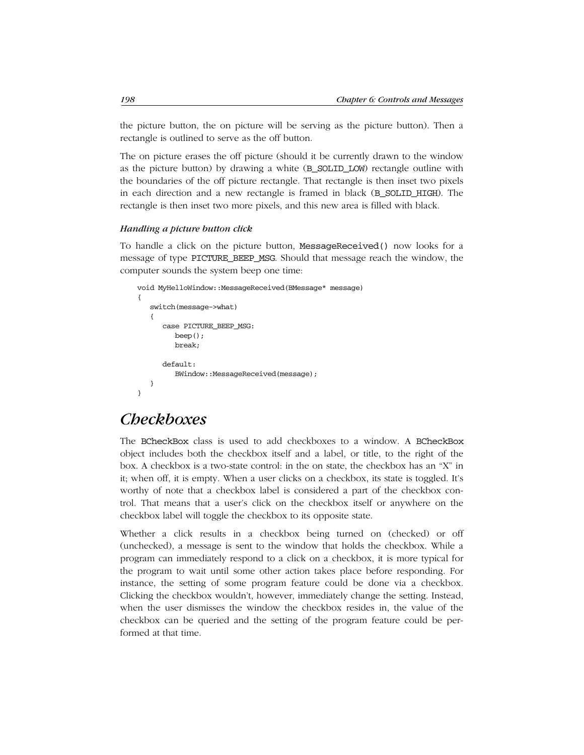the picture button, the on picture will be serving as the picture button). Then a rectangle is outlined to serve as the off button.

The on picture erases the off picture (should it be currently drawn to the window as the picture button) by drawing a white (B_SOLID_LOW) rectangle outline with the boundaries of the off picture rectangle. That rectangle is then inset two pixels in each direction and a new rectangle is framed in black (B_SOLID_HIGH). The rectangle is then inset two more pixels, and this new area is filled with black.

#### *Handling a picture button click*

To handle a click on the picture button, MessageReceived() now looks for a message of type PICTURE_BEEP_MSG. Should that message reach the window, the computer sounds the system beep one time:

```
void MyHelloWindow::MessageReceived(BMessage* message)
{
   switch(message->what)
   {
      case PICTURE_BEEP_MSG:
         beep();
         break;

      default:
         BWindow::MessageReceived(message);
   }
}
```

## *Checkboxes*

The BCheckBox class is used to add checkboxes to a window. A BCheckBox object includes both the checkbox itself and a label, or title, to the right of the box. A checkbox is a two-state control: in the on state, the checkbox has an "X" in it; when off, it is empty. When a user clicks on a checkbox, its state is toggled. It's worthy of note that a checkbox label is considered a part of the checkbox control. That means that a user's click on the checkbox itself or anywhere on the checkbox label will toggle the checkbox to its opposite state.

Whether a click results in a checkbox being turned on (checked) or off (unchecked), a message is sent to the window that holds the checkbox. While a program can immediately respond to a click on a checkbox, it is more typical for the program to wait until some other action takes place before responding. For instance, the setting of some program feature could be done via a checkbox. Clicking the checkbox wouldn't, however, immediately change the setting. Instead, when the user dismisses the window the checkbox resides in, the value of the checkbox can be queried and the setting of the program feature could be performed at that time.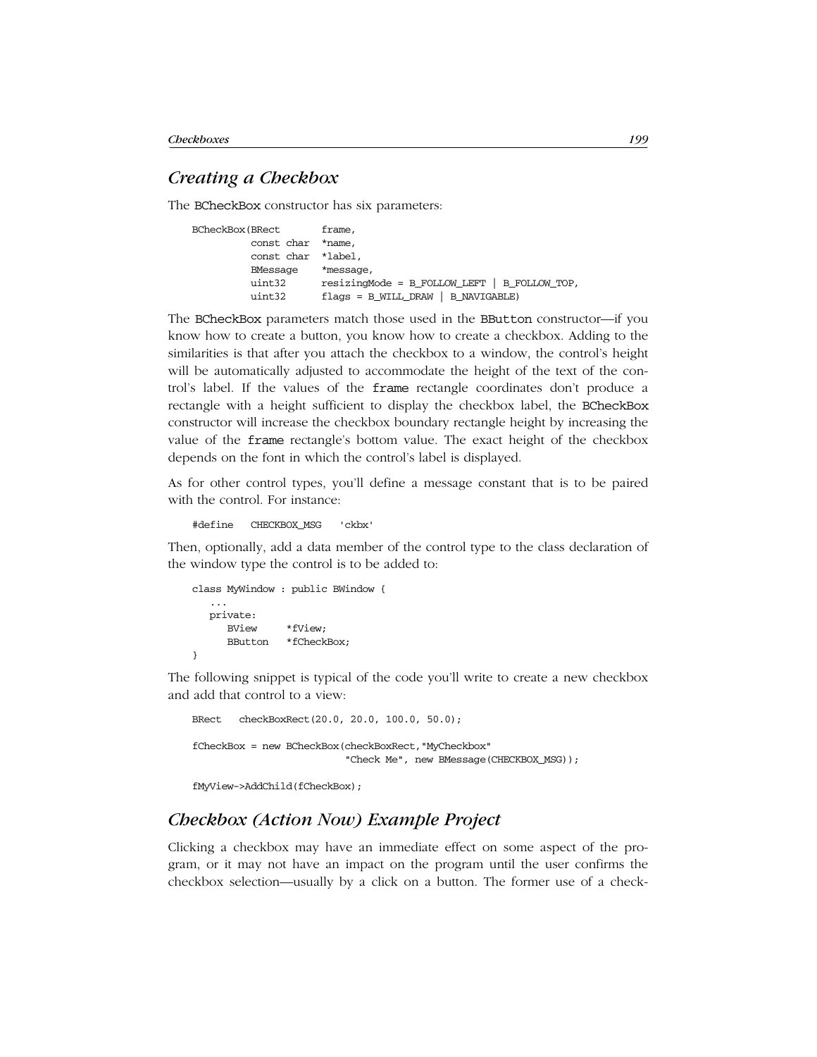## Creating a Checkbox

The BCheckBox constructor has six parameters:

```
BCheckBox(BRect       frame,
          const char  *name,
          const char  *label,
          BMessage    *message,
          uint32      resizingMode = B_FOLLOW_LEFT | B_FOLLOW_TOP,
          uint32      flags = B_WILL_DRAW | B_NAVIGABLE)
```

The BCheckBox parameters match those used in the BButton constructor—if you know how to create a button, you know how to create a checkbox. Adding to the similarities is that after you attach the checkbox to a window, the control's height will be automatically adjusted to accommodate the height of the text of the control's label. If the values of the frame rectangle coordinates don't produce a rectangle with a height sufficient to display the checkbox label, the BCheckBox constructor will increase the checkbox boundary rectangle height by increasing the value of the frame rectangle's bottom value. The exact height of the checkbox depends on the font in which the control's label is displayed.

As for other control types, you'll define a message constant that is to be paired with the control. For instance:

```
#define   CHECKBOX_MSG   'ckbx'
```

Then, optionally, add a data member of the control type to the class declaration of the window type the control is to be added to:

```
class MyWindow : public BWindow {
   ...
   private:
      BView     *fView;
      BButton   *fCheckBox;
}
```

The following snippet is typical of the code you'll write to create a new checkbox and add that control to a view:

```
BRect   checkBoxRect(20.0, 20.0, 100.0, 50.0);

fCheckBox = new BCheckBox(checkBoxRect,"MyCheckbox"
                          "Check Me", new BMessage(CHECKBOX_MSG));

fMyView->AddChild(fCheckBox);
```

## Checkbox (Action Now) Example Project

Clicking a checkbox may have an immediate effect on some aspect of the program, or it may not have an impact on the program until the user confirms the checkbox selection—usually by a click on a button. The former use of a check-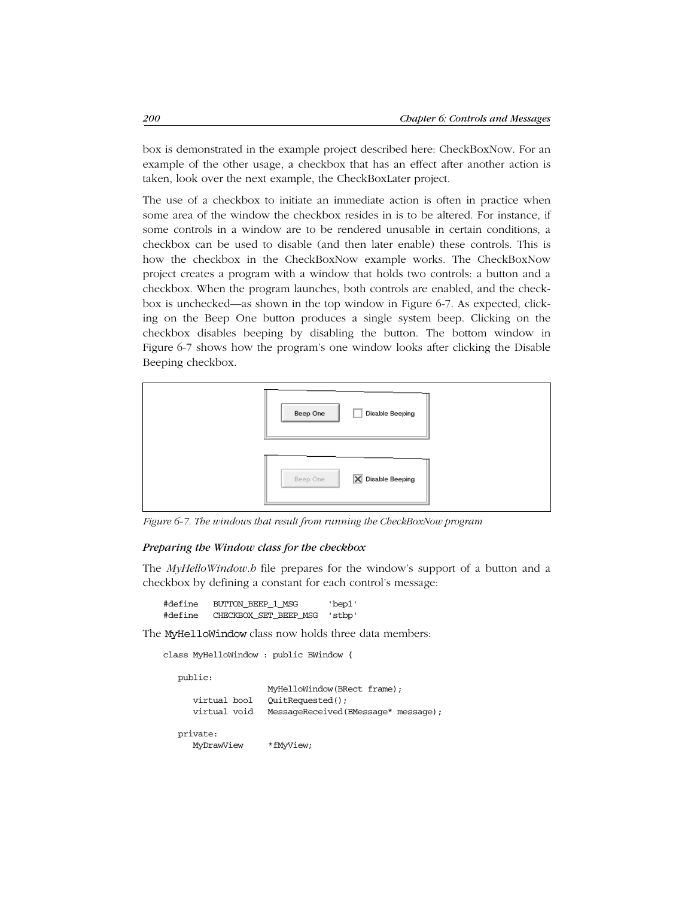box is demonstrated in the example project described here: CheckBoxNow. For an example of the other usage, a checkbox that has an effect after another action is taken, look over the next example, the CheckBoxLater project.

The use of a checkbox to initiate an immediate action is often in practice when some area of the window the checkbox resides in is to be altered. For instance, if some controls in a window are to be rendered unusable in certain conditions, a checkbox can be used to disable (and then later enable) these controls. This is how the checkbox in the CheckBoxNow example works. The CheckBoxNow project creates a program with a window that holds two controls: a button and a checkbox. When the program launches, both controls are enabled, and the checkbox is unchecked—as shown in the top window in Figure 6-7. As expected, clicking on the Beep One button produces a single system beep. Clicking on the checkbox disables beeping by disabling the button. The bottom window in Figure 6-7 shows how the program's one window looks after clicking the Disable Beeping checkbox.

*Figure 6-7. The windows that result from running the CheckBoxNow program*

#### *Preparing the Window class for the checkbox*

The *MyHelloWindow.h* file prepares for the window's support of a button and a checkbox by defining a constant for each control's message:

```
#define   BUTTON_BEEP_1_MSG      'bep1'
#define   CHECKBOX_SET_BEEP_MSG  'stbp'
```

The MyHelloWindow class now holds three data members:

```
class MyHelloWindow : public BWindow {

   public:
                   MyHelloWindow(BRect frame);
      virtual bool   QuitRequested();
      virtual void   MessageReceived(BMessage* message);

   private:
      MyDrawView     *fMyView;
```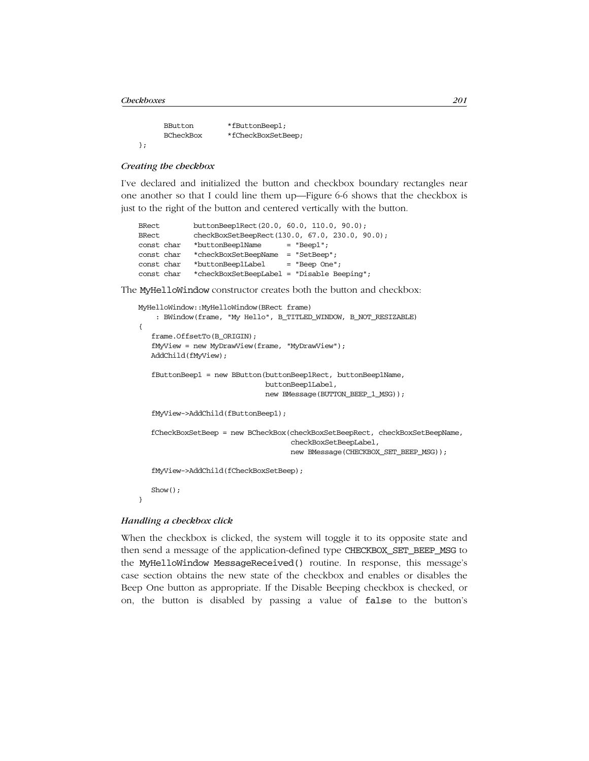```
        BButton        *fButtonBeep1;
        BCheckBox      *fCheckBoxSetBeep;
};
```

### *Creating the checkbox*

I've declared and initialized the button and checkbox boundary rectangles near one another so that I could line them up—Figure 6-6 shows that the checkbox is just to the right of the button and centered vertically with the button.

```
BRect        buttonBeep1Rect(20.0, 60.0, 110.0, 90.0);
BRect        checkBoxSetBeepRect(130.0, 67.0, 230.0, 90.0);
const char   *buttonBeep1Name      = "Beep1";
const char   *checkBoxSetBeepName  = "SetBeep";
const char   *buttonBeep1Label     = "Beep One";
const char   *checkBoxSetBeepLabel = "Disable Beeping";
```

The `MyHelloWindow` constructor creates both the button and checkbox:

```
MyHelloWindow::MyHelloWindow(BRect frame)
    : BWindow(frame, "My Hello", B_TITLED_WINDOW, B_NOT_RESIZABLE)
{
   frame.OffsetTo(B_ORIGIN);
   fMyView = new MyDrawView(frame, "MyDrawView");
   AddChild(fMyView);

   fButtonBeep1 = new BButton(buttonBeep1Rect, buttonBeep1Name,
                              buttonBeep1Label,
                              new BMessage(BUTTON_BEEP_1_MSG));

   fMyView->AddChild(fButtonBeep1);

   fCheckBoxSetBeep = new BCheckBox(checkBoxSetBeepRect, checkBoxSetBeepName,
                                    checkBoxSetBeepLabel,
                                    new BMessage(CHECKBOX_SET_BEEP_MSG));

   fMyView->AddChild(fCheckBoxSetBeep);

   Show();
}
```

### *Handling a checkbox click*

When the checkbox is clicked, the system will toggle it to its opposite state and then send a message of the application-defined type `CHECKBOX_SET_BEEP_MSG` to the `MyHelloWindow MessageReceived()` routine. In response, this message's case section obtains the new state of the checkbox and enables or disables the Beep One button as appropriate. If the Disable Beeping checkbox is checked, or on, the button is disabled by passing a value of `false` to the button's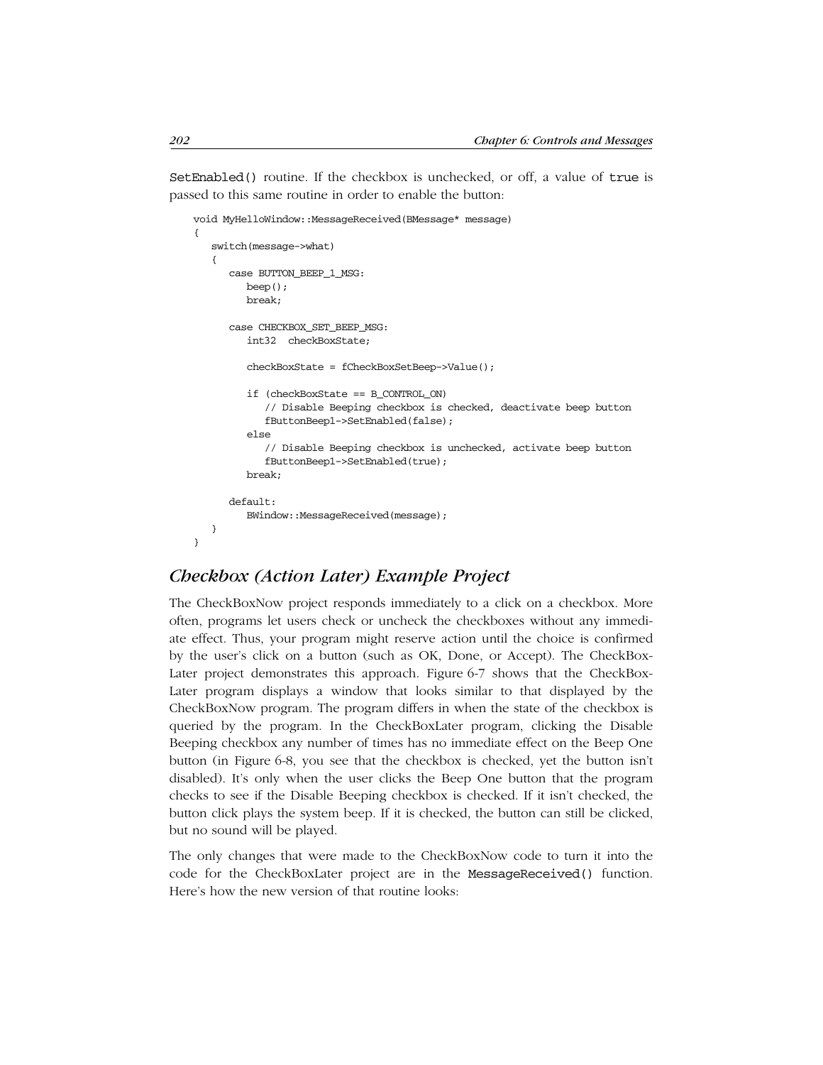SetEnabled() routine. If the checkbox is unchecked, or off, a value of true is passed to this same routine in order to enable the button:

```
void MyHelloWindow::MessageReceived(BMessage* message)
{
   switch(message->what)
   {
      case BUTTON_BEEP_1_MSG:
         beep();
         break;

      case CHECKBOX_SET_BEEP_MSG:
         int32  checkBoxState;

         checkBoxState = fCheckBoxSetBeep->Value();

         if (checkBoxState == B_CONTROL_ON)
            // Disable Beeping checkbox is checked, deactivate beep button
            fButtonBeep1->SetEnabled(false);
         else
            // Disable Beeping checkbox is unchecked, activate beep button
            fButtonBeep1->SetEnabled(true);
         break;

      default:
         BWindow::MessageReceived(message);
   }
}
```

## *Checkbox (Action Later) Example Project*

The CheckBoxNow project responds immediately to a click on a checkbox. More often, programs let users check or uncheck the checkboxes without any immediate effect. Thus, your program might reserve action until the choice is confirmed by the user's click on a button (such as OK, Done, or Accept). The CheckBoxLater project demonstrates this approach. Figure 6-7 shows that the CheckBoxLater program displays a window that looks similar to that displayed by the CheckBoxNow program. The program differs in when the state of the checkbox is queried by the program. In the CheckBoxLater program, clicking the Disable Beeping checkbox any number of times has no immediate effect on the Beep One button (in Figure 6-8, you see that the checkbox is checked, yet the button isn't disabled). It's only when the user clicks the Beep One button that the program checks to see if the Disable Beeping checkbox is checked. If it isn't checked, the button click plays the system beep. If it is checked, the button can still be clicked, but no sound will be played.

The only changes that were made to the CheckBoxNow code to turn it into the code for the CheckBoxLater project are in the MessageReceived() function. Here's how the new version of that routine looks: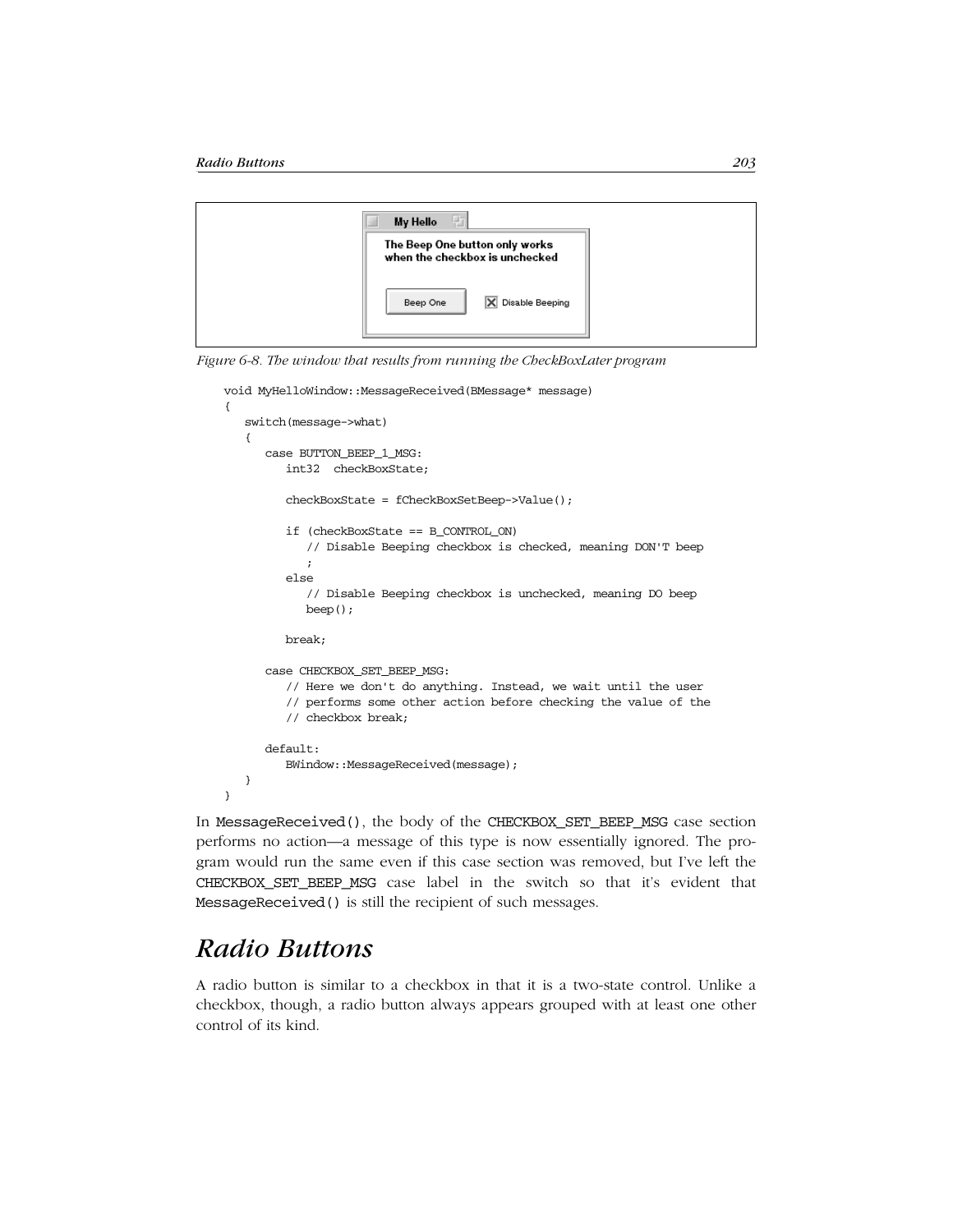Figure 6-8. The window that results from running the CheckBoxLater program

```
void MyHelloWindow::MessageReceived(BMessage* message)
{
   switch(message->what)
   {
      case BUTTON_BEEP_1_MSG:
         int32  checkBoxState;

         checkBoxState = fCheckBoxSetBeep->Value();

         if (checkBoxState == B_CONTROL_ON)
            // Disable Beeping checkbox is checked, meaning DON'T beep
            ;
         else
            // Disable Beeping checkbox is unchecked, meaning DO beep
            beep();

         break;

      case CHECKBOX_SET_BEEP_MSG:
         // Here we don't do anything. Instead, we wait until the user
         // performs some other action before checking the value of the
         // checkbox break;

      default:
         BWindow::MessageReceived(message);
   }
}
```

In `MessageReceived()`, the body of the `CHECKBOX_SET_BEEP_MSG` case section performs no action—a message of this type is now essentially ignored. The program would run the same even if this case section was removed, but I've left the `CHECKBOX_SET_BEEP_MSG` case label in the switch so that it's evident that `MessageReceived()` is still the recipient of such messages.

## Radio Buttons

A radio button is similar to a checkbox in that it is a two-state control. Unlike a checkbox, though, a radio button always appears grouped with at least one other control of its kind.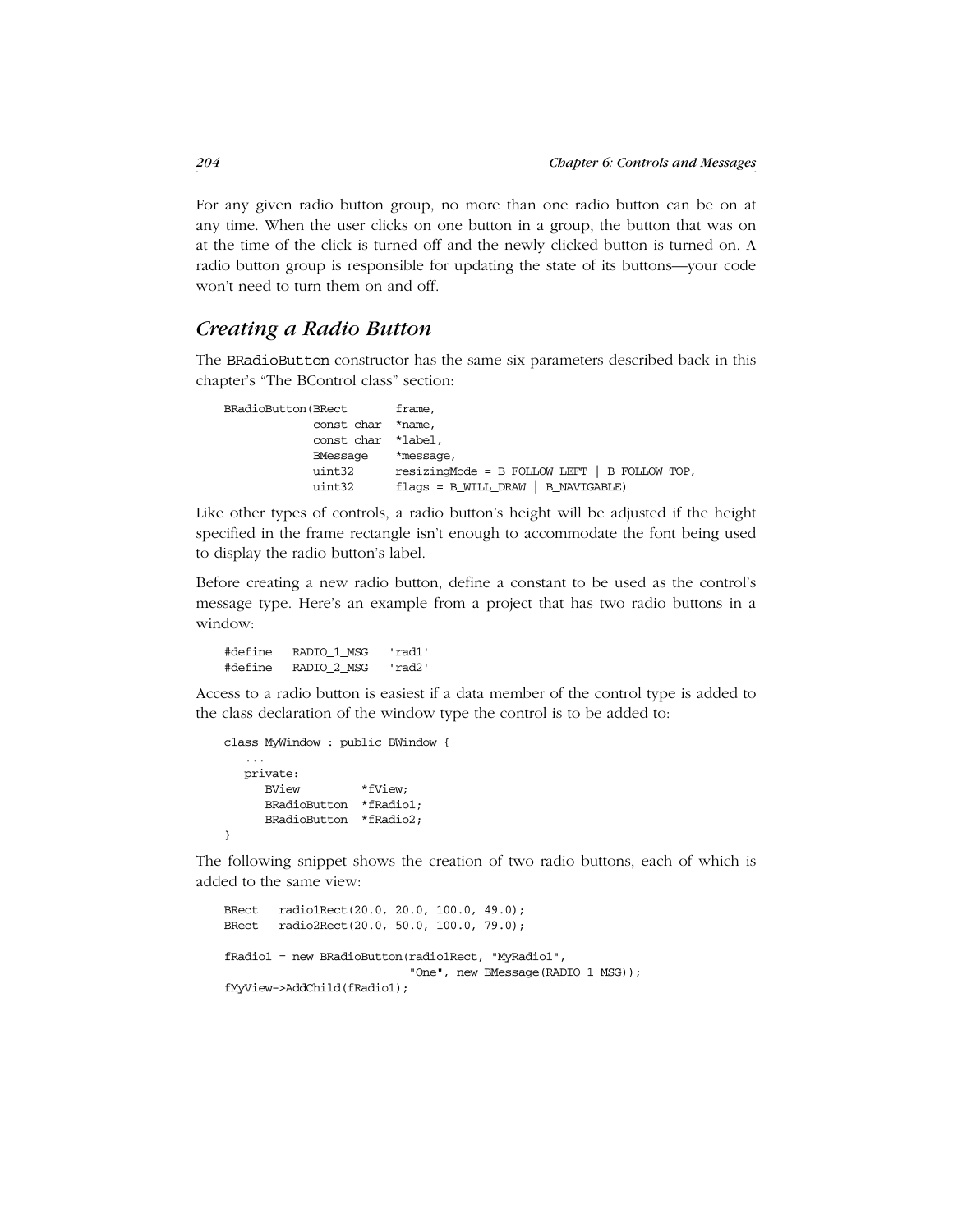For any given radio button group, no more than one radio button can be on at any time. When the user clicks on one button in a group, the button that was on at the time of the click is turned off and the newly clicked button is turned on. A radio button group is responsible for updating the state of its buttons—your code won't need to turn them on and off.

## *Creating a Radio Button*

The BRadioButton constructor has the same six parameters described back in this chapter's "The BControl class" section:

```
BRadioButton(BRect       frame,
             const char  *name,
             const char  *label,
             BMessage    *message,
             uint32      resizingMode = B_FOLLOW_LEFT | B_FOLLOW_TOP,
             uint32      flags = B_WILL_DRAW | B_NAVIGABLE)
```

Like other types of controls, a radio button's height will be adjusted if the height specified in the frame rectangle isn't enough to accommodate the font being used to display the radio button's label.

Before creating a new radio button, define a constant to be used as the control's message type. Here's an example from a project that has two radio buttons in a window:

```
#define   RADIO_1_MSG   'rad1'
#define   RADIO_2_MSG   'rad2'
```

Access to a radio button is easiest if a data member of the control type is added to the class declaration of the window type the control is to be added to:

```
class MyWindow : public BWindow {
   ...
   private:
      BView         *fView;
      BRadioButton  *fRadio1;
      BRadioButton  *fRadio2;
}
```

The following snippet shows the creation of two radio buttons, each of which is added to the same view:

```
BRect   radio1Rect(20.0, 20.0, 100.0, 49.0);
BRect   radio2Rect(20.0, 50.0, 100.0, 79.0);

fRadio1 = new BRadioButton(radio1Rect, "MyRadio1",
                           "One", new BMessage(RADIO_1_MSG));
fMyView->AddChild(fRadio1);
```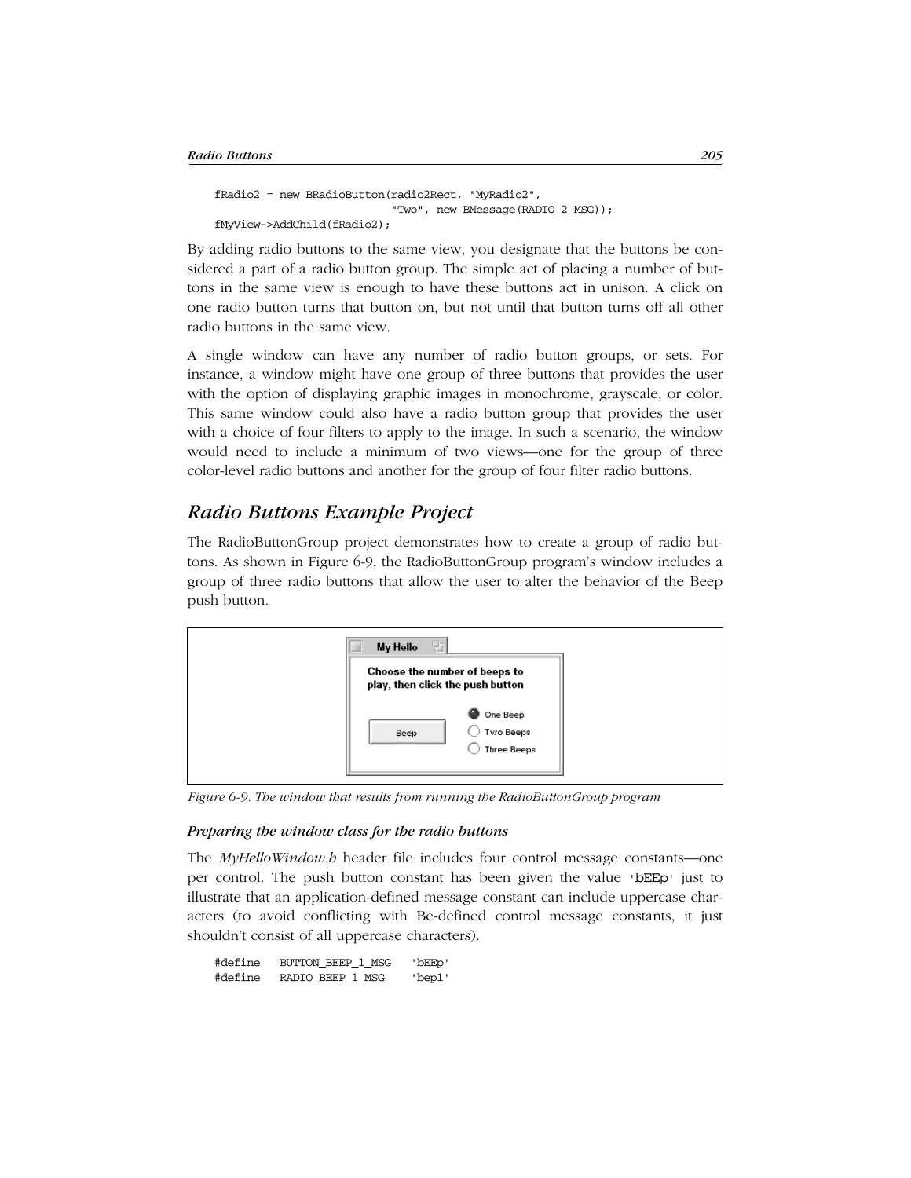```
fRadio2 = new BRadioButton(radio2Rect, "MyRadio2",
                           "Two", new BMessage(RADIO_2_MSG));
fMyView->AddChild(fRadio2);
```

By adding radio buttons to the same view, you designate that the buttons be considered a part of a radio button group. The simple act of placing a number of buttons in the same view is enough to have these buttons act in unison. A click on one radio button turns that button on, but not until that button turns off all other radio buttons in the same view.

A single window can have any number of radio button groups, or sets. For instance, a window might have one group of three buttons that provides the user with the option of displaying graphic images in monochrome, grayscale, or color. This same window could also have a radio button group that provides the user with a choice of four filters to apply to the image. In such a scenario, the window would need to include a minimum of two views—one for the group of three color-level radio buttons and another for the group of four filter radio buttons.

## Radio Buttons Example Project

The RadioButtonGroup project demonstrates how to create a group of radio buttons. As shown in Figure 6-9, the RadioButtonGroup program's window includes a group of three radio buttons that allow the user to alter the behavior of the Beep push button.

My Hello

Choose the number of beeps to play, then click the push button

Beep

One Beep

Two Beeps

Three Beeps

*Figure 6-9. The window that results from running the RadioButtonGroup program*

#### *Preparing the window class for the radio buttons*

The *MyHelloWindow.h* header file includes four control message constants—one per control. The push button constant has been given the value `'bEEp'` just to illustrate that an application-defined message constant can include uppercase characters (to avoid conflicting with Be-defined control message constants, it just shouldn't consist of all uppercase characters).

```
#define   BUTTON_BEEP_1_MSG   'bEEp'
#define   RADIO_BEEP_1_MSG    'bep1'
```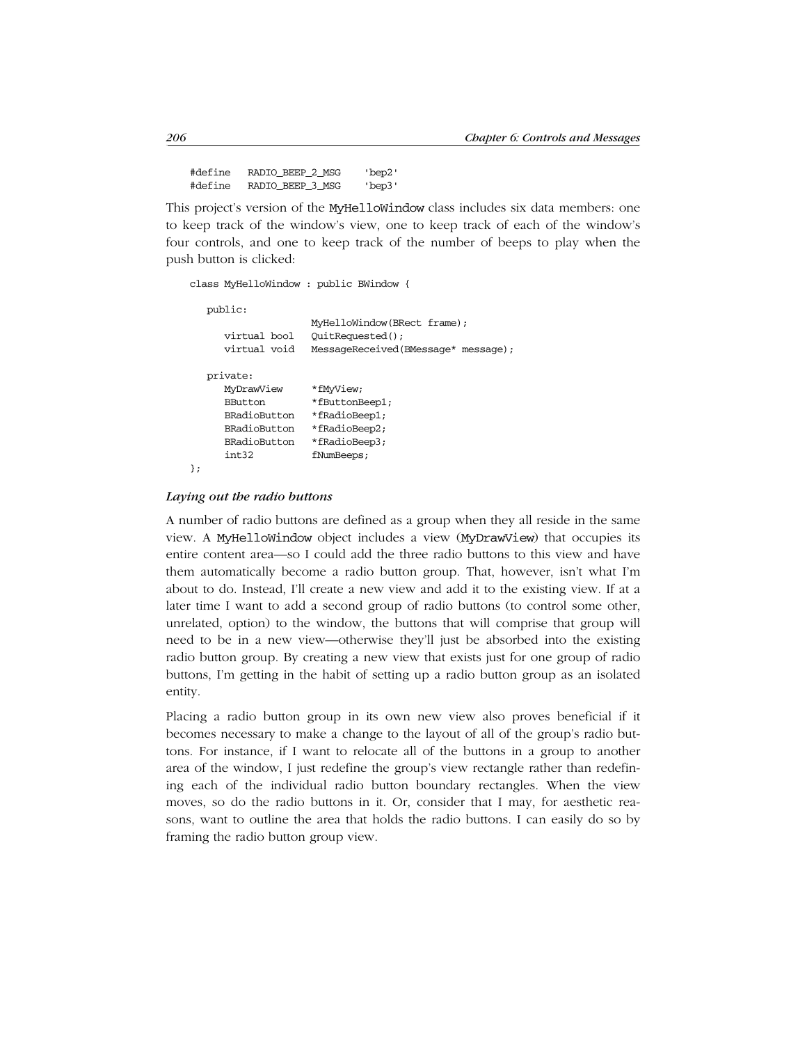```
#define   RADIO_BEEP_2_MSG    'bep2'
#define   RADIO_BEEP_3_MSG    'bep3'
```

This project's version of the MyHelloWindow class includes six data members: one to keep track of the window's view, one to keep track of each of the window's four controls, and one to keep track of the number of beeps to play when the push button is clicked:

```
class MyHelloWindow : public BWindow {

   public:
                     MyHelloWindow(BRect frame);
      virtual bool   QuitRequested();
      virtual void   MessageReceived(BMessage* message);

   private:
      MyDrawView     *fMyView;
      BButton        *fButtonBeep1;
      BRadioButton   *fRadioBeep1;
      BRadioButton   *fRadioBeep2;
      BRadioButton   *fRadioBeep3;
      int32          fNumBeeps;
};
```

*Laying out the radio buttons*

A number of radio buttons are defined as a group when they all reside in the same view. A MyHelloWindow object includes a view (MyDrawView) that occupies its entire content area—so I could add the three radio buttons to this view and have them automatically become a radio button group. That, however, isn't what I'm about to do. Instead, I'll create a new view and add it to the existing view. If at a later time I want to add a second group of radio buttons (to control some other, unrelated, option) to the window, the buttons that will comprise that group will need to be in a new view—otherwise they'll just be absorbed into the existing radio button group. By creating a new view that exists just for one group of radio buttons, I'm getting in the habit of setting up a radio button group as an isolated entity.

Placing a radio button group in its own new view also proves beneficial if it becomes necessary to make a change to the layout of all of the group's radio buttons. For instance, if I want to relocate all of the buttons in a group to another area of the window, I just redefine the group's view rectangle rather than redefining each of the individual radio button boundary rectangles. When the view moves, so do the radio buttons in it. Or, consider that I may, for aesthetic reasons, want to outline the area that holds the radio buttons. I can easily do so by framing the radio button group view.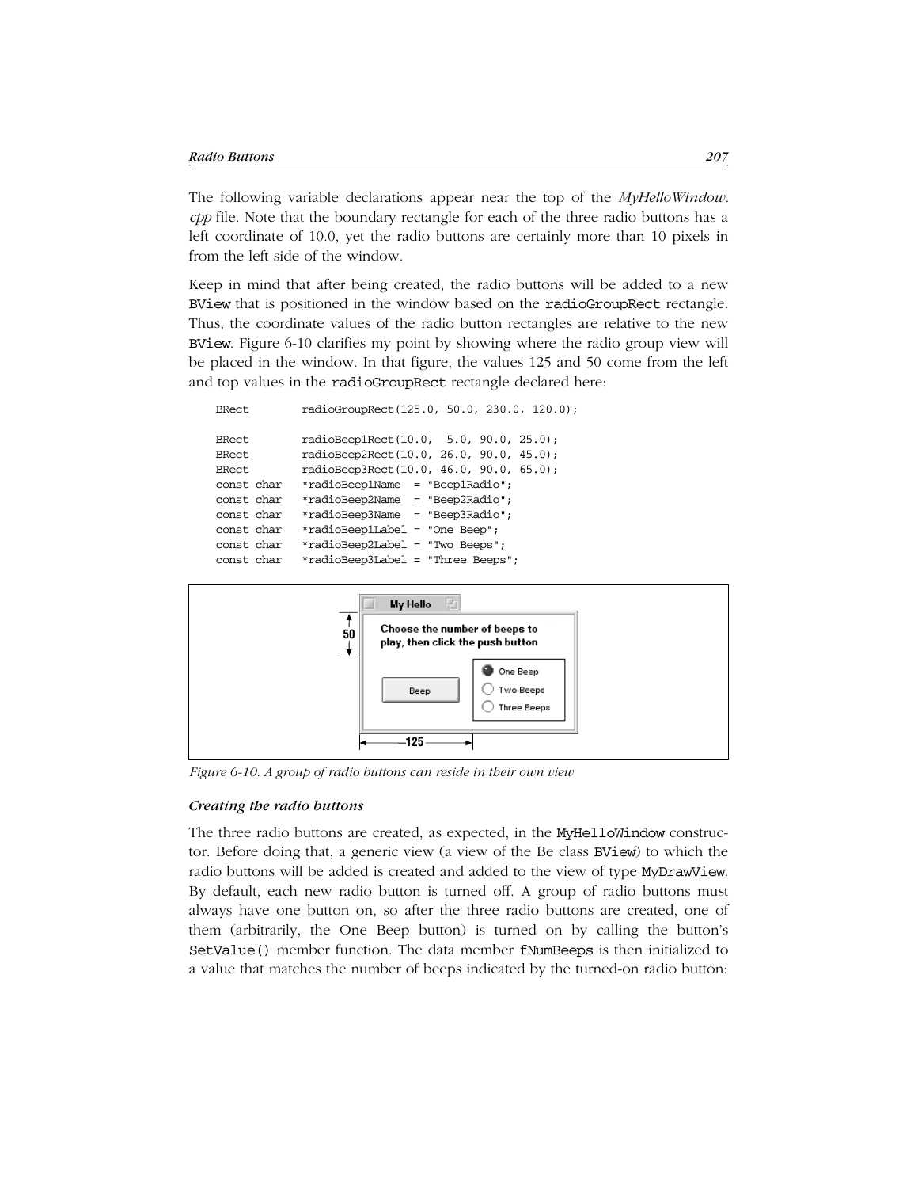The following variable declarations appear near the top of the *MyHelloWindow.cpp* file. Note that the boundary rectangle for each of the three radio buttons has a left coordinate of 10.0, yet the radio buttons are certainly more than 10 pixels in from the left side of the window.

Keep in mind that after being created, the radio buttons will be added to a new `BView` that is positioned in the window based on the `radioGroupRect` rectangle. Thus, the coordinate values of the radio button rectangles are relative to the new `BView`. Figure 6-10 clarifies my point by showing where the radio group view will be placed in the window. In that figure, the values 125 and 50 come from the left and top values in the `radioGroupRect` rectangle declared here:

```
BRect        radioGroupRect(125.0, 50.0, 230.0, 120.0);

BRect        radioBeep1Rect(10.0,  5.0, 90.0, 25.0);
BRect        radioBeep2Rect(10.0, 26.0, 90.0, 45.0);
BRect        radioBeep3Rect(10.0, 46.0, 90.0, 65.0);
const char   *radioBeep1Name  = "Beep1Radio";
const char   *radioBeep2Name  = "Beep2Radio";
const char   *radioBeep3Name  = "Beep3Radio";
const char   *radioBeep1Label = "One Beep";
const char   *radioBeep2Label = "Two Beeps";
const char   *radioBeep3Label = "Three Beeps";
```

*Figure 6-10. A group of radio buttons can reside in their own view*

#### *Creating the radio buttons*

The three radio buttons are created, as expected, in the `MyHelloWindow` constructor. Before doing that, a generic view (a view of the Be class `BView`) to which the radio buttons will be added is created and added to the view of type `MyDrawView`. By default, each new radio button is turned off. A group of radio buttons must always have one button on, so after the three radio buttons are created, one of them (arbitrarily, the One Beep button) is turned on by calling the button's `SetValue()` member function. The data member `fNumBeeps` is then initialized to a value that matches the number of beeps indicated by the turned-on radio button: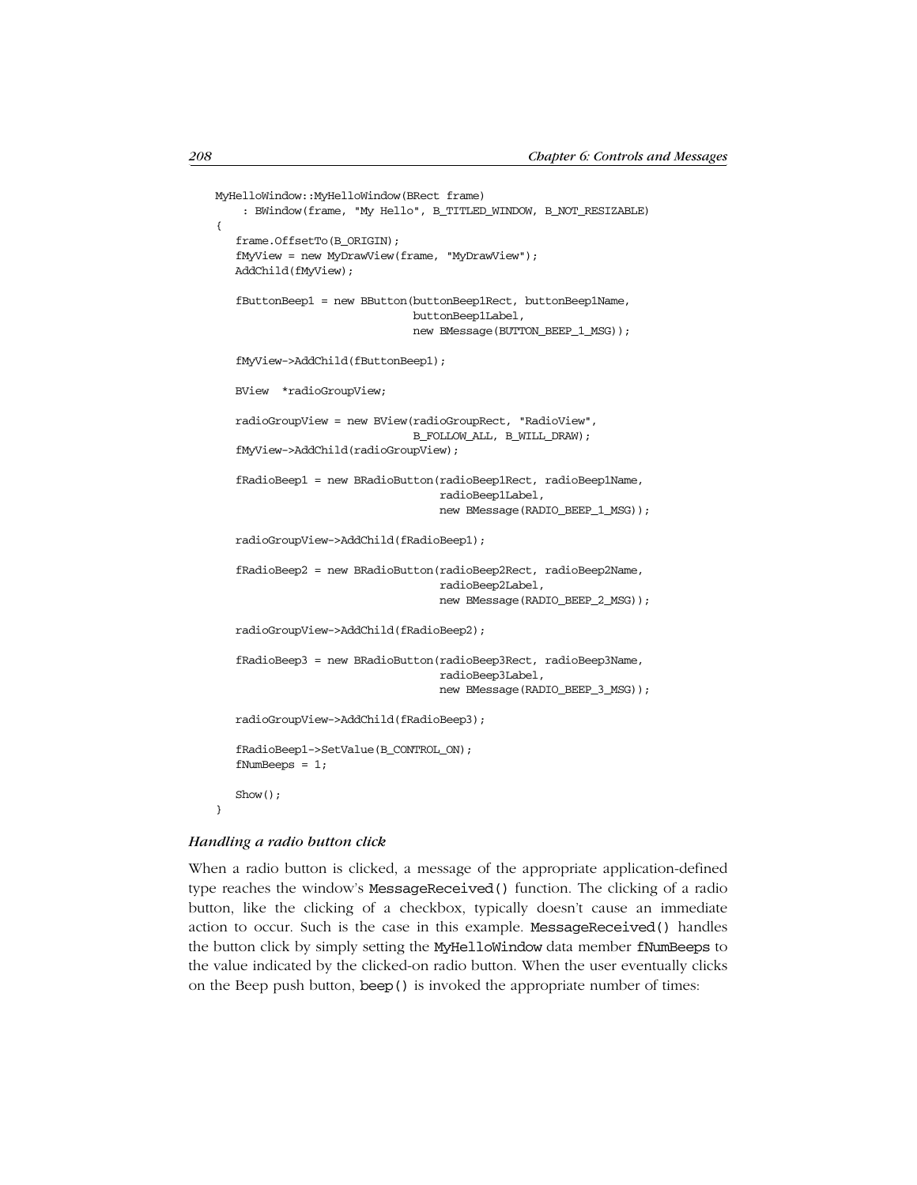```
MyHelloWindow::MyHelloWindow(BRect frame)
    : BWindow(frame, "My Hello", B_TITLED_WINDOW, B_NOT_RESIZABLE)
{
   frame.OffsetTo(B_ORIGIN);
   fMyView = new MyDrawView(frame, "MyDrawView");
   AddChild(fMyView);

   fButtonBeep1 = new BButton(buttonBeep1Rect, buttonBeep1Name,
                              buttonBeep1Label,
                              new BMessage(BUTTON_BEEP_1_MSG));

   fMyView->AddChild(fButtonBeep1);

   BView  *radioGroupView;

   radioGroupView = new BView(radioGroupRect, "RadioView",
                              B_FOLLOW_ALL, B_WILL_DRAW);
   fMyView->AddChild(radioGroupView);

   fRadioBeep1 = new BRadioButton(radioBeep1Rect, radioBeep1Name,
                                  radioBeep1Label,
                                  new BMessage(RADIO_BEEP_1_MSG));

   radioGroupView->AddChild(fRadioBeep1);

   fRadioBeep2 = new BRadioButton(radioBeep2Rect, radioBeep2Name,
                                  radioBeep2Label,
                                  new BMessage(RADIO_BEEP_2_MSG));

   radioGroupView->AddChild(fRadioBeep2);

   fRadioBeep3 = new BRadioButton(radioBeep3Rect, radioBeep3Name,
                                  radioBeep3Label,
                                  new BMessage(RADIO_BEEP_3_MSG));

   radioGroupView->AddChild(fRadioBeep3);

   fRadioBeep1->SetValue(B_CONTROL_ON);
   fNumBeeps = 1;

   Show();
}
```

#### *Handling a radio button click*

When a radio button is clicked, a message of the appropriate application-defined type reaches the window's `MessageReceived()` function. The clicking of a radio button, like the clicking of a checkbox, typically doesn't cause an immediate action to occur. Such is the case in this example. `MessageReceived()` handles the button click by simply setting the `MyHelloWindow` data member `fNumBeeps` to the value indicated by the clicked-on radio button. When the user eventually clicks on the Beep push button, `beep()` is invoked the appropriate number of times: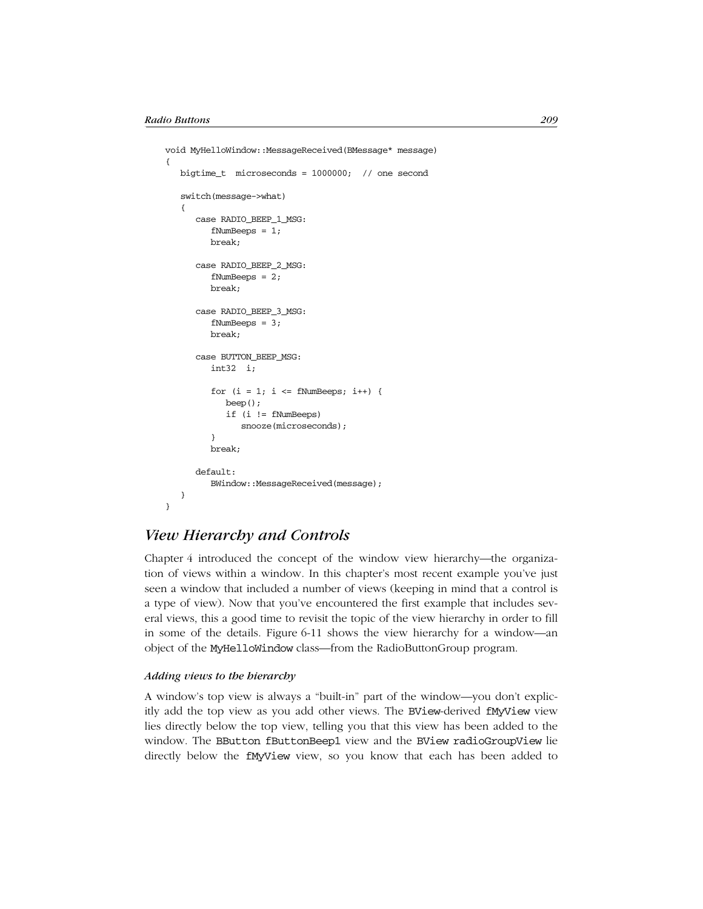```
void MyHelloWindow::MessageReceived(BMessage* message)
{
   bigtime_t  microseconds = 1000000;  // one second

   switch(message->what)
   {
      case RADIO_BEEP_1_MSG:
         fNumBeeps = 1;
         break;

      case RADIO_BEEP_2_MSG:
         fNumBeeps = 2;
         break;

      case RADIO_BEEP_3_MSG:
         fNumBeeps = 3;
         break;

      case BUTTON_BEEP_MSG:
         int32  i;

         for (i = 1; i <= fNumBeeps; i++) {
            beep();
            if (i != fNumBeeps)
               snooze(microseconds);
         }
         break;

      default:
         BWindow::MessageReceived(message);
   }
}
```

## *View Hierarchy and Controls*

Chapter 4 introduced the concept of the window view hierarchy—the organization of views within a window. In this chapter's most recent example you've just seen a window that included a number of views (keeping in mind that a control is a type of view). Now that you've encountered the first example that includes several views, this a good time to revisit the topic of the view hierarchy in order to fill in some of the details. Figure 6-11 shows the view hierarchy for a window—an object of the `MyHelloWindow` class—from the RadioButtonGroup program.

#### *Adding views to the hierarchy*

A window's top view is always a "built-in" part of the window—you don't explicitly add the top view as you add other views. The `BView`-derived `fMyView` view lies directly below the top view, telling you that this view has been added to the window. The `BButton fButtonBeep1` view and the `BView radioGroupView` lie directly below the `fMyView` view, so you know that each has been added to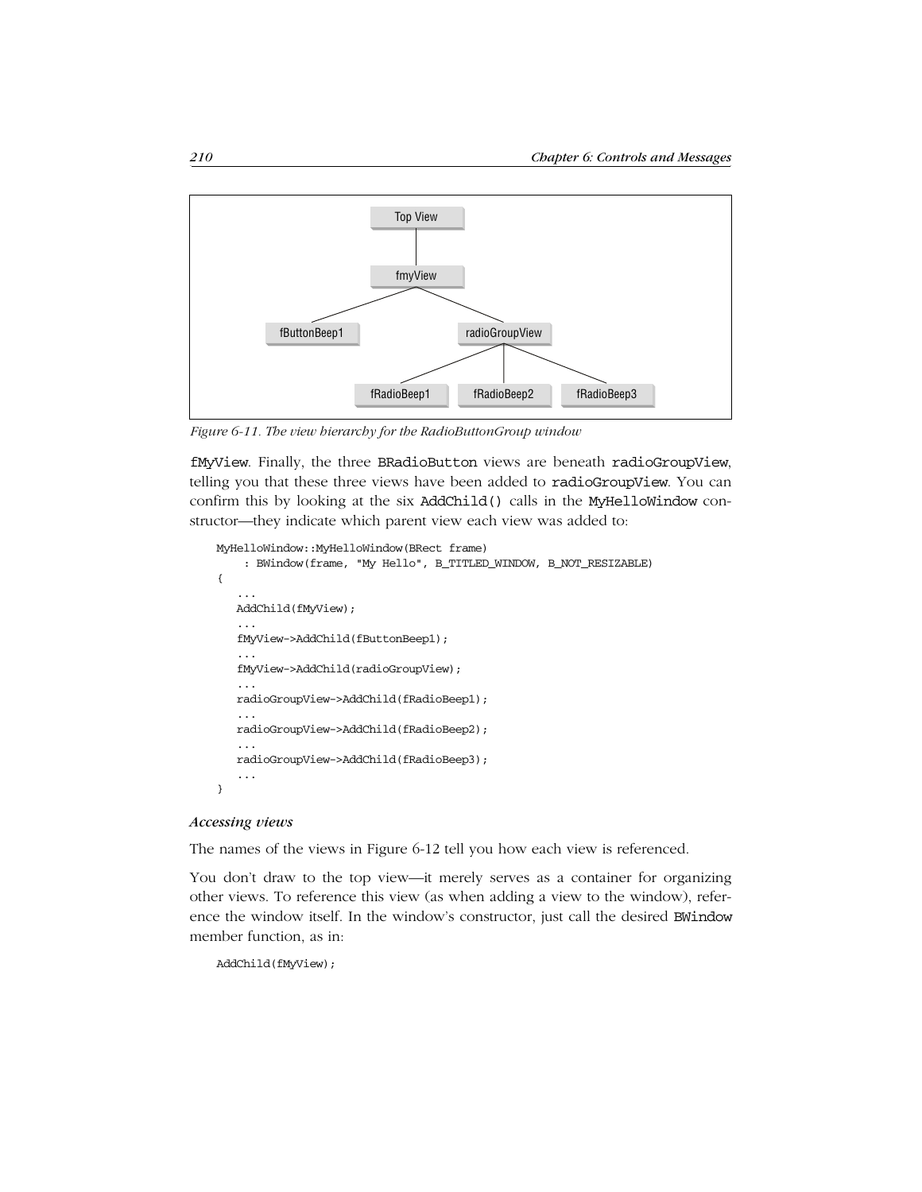*Figure 6-11. The view hierarchy for the RadioButtonGroup window*

fMyView. Finally, the three BRadioButton views are beneath radioGroupView, telling you that these three views have been added to radioGroupView. You can confirm this by looking at the six AddChild() calls in the MyHelloWindow constructor—they indicate which parent view each view was added to:

```
MyHelloWindow::MyHelloWindow(BRect frame)
     : BWindow(frame, "My Hello", B_TITLED_WINDOW, B_NOT_RESIZABLE)
{
   ...
   AddChild(fMyView);
   ...
   fMyView->AddChild(fButtonBeep1);
   ...
   fMyView->AddChild(radioGroupView);
   ...
   radioGroupView->AddChild(fRadioBeep1);
   ...
   radioGroupView->AddChild(fRadioBeep2);
   ...
   radioGroupView->AddChild(fRadioBeep3);
   ...
}
```

#### *Accessing views*

The names of the views in Figure 6-12 tell you how each view is referenced.

You don't draw to the top view—it merely serves as a container for organizing other views. To reference this view (as when adding a view to the window), reference the window itself. In the window's constructor, just call the desired BWindow member function, as in:

```
AddChild(fMyView);
```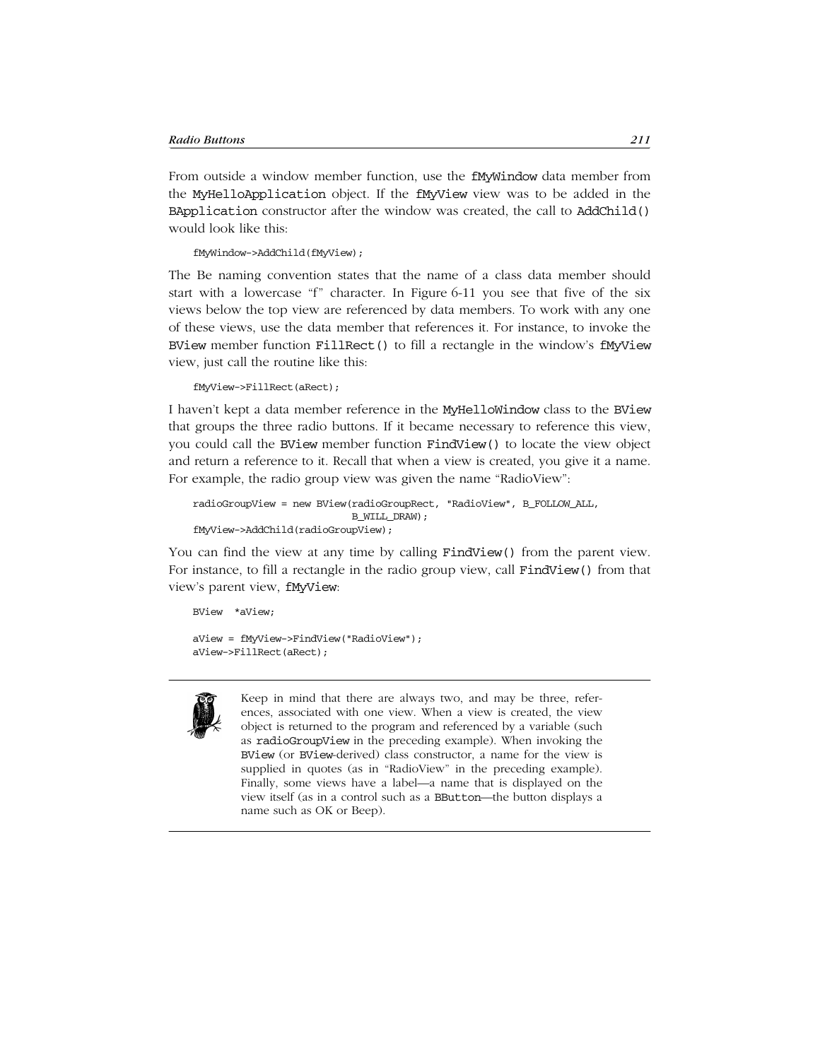From outside a window member function, use the `fMyWindow` data member from the `MyHelloApplication` object. If the `fMyView` view was to be added in the `BApplication` constructor after the window was created, the call to `AddChild()` would look like this:

```
fMyWindow->AddChild(fMyView);
```

The Be naming convention states that the name of a class data member should start with a lowercase "f" character. In Figure 6-11 you see that five of the six views below the top view are referenced by data members. To work with any one of these views, use the data member that references it. For instance, to invoke the `BView` member function `FillRect()` to fill a rectangle in the window's `fMyView` view, just call the routine like this:

```
fMyView->FillRect(aRect);
```

I haven't kept a data member reference in the `MyHelloWindow` class to the `BView` that groups the three radio buttons. If it became necessary to reference this view, you could call the `BView` member function `FindView()` to locate the view object and return a reference to it. Recall that when a view is created, you give it a name. For example, the radio group view was given the name "RadioView":

```
radioGroupView = new BView(radioGroupRect, "RadioView", B_FOLLOW_ALL,
                           B_WILL_DRAW);
fMyView->AddChild(radioGroupView);
```

You can find the view at any time by calling `FindView()` from the parent view. For instance, to fill a rectangle in the radio group view, call `FindView()` from that view's parent view, `fMyView`:

```
BView  *aView;

aView = fMyView->FindView("RadioView");
aView->FillRect(aRect);
```

---

Keep in mind that there are always two, and may be three, references, associated with one view. When a view is created, the view object is returned to the program and referenced by a variable (such as `radioGroupView` in the preceding example). When invoking the `BView` (or `BView`-derived) class constructor, a name for the view is supplied in quotes (as in "RadioView" in the preceding example). Finally, some views have a label—a name that is displayed on the view itself (as in a control such as a `BButton`—the button displays a name such as OK or Beep).

---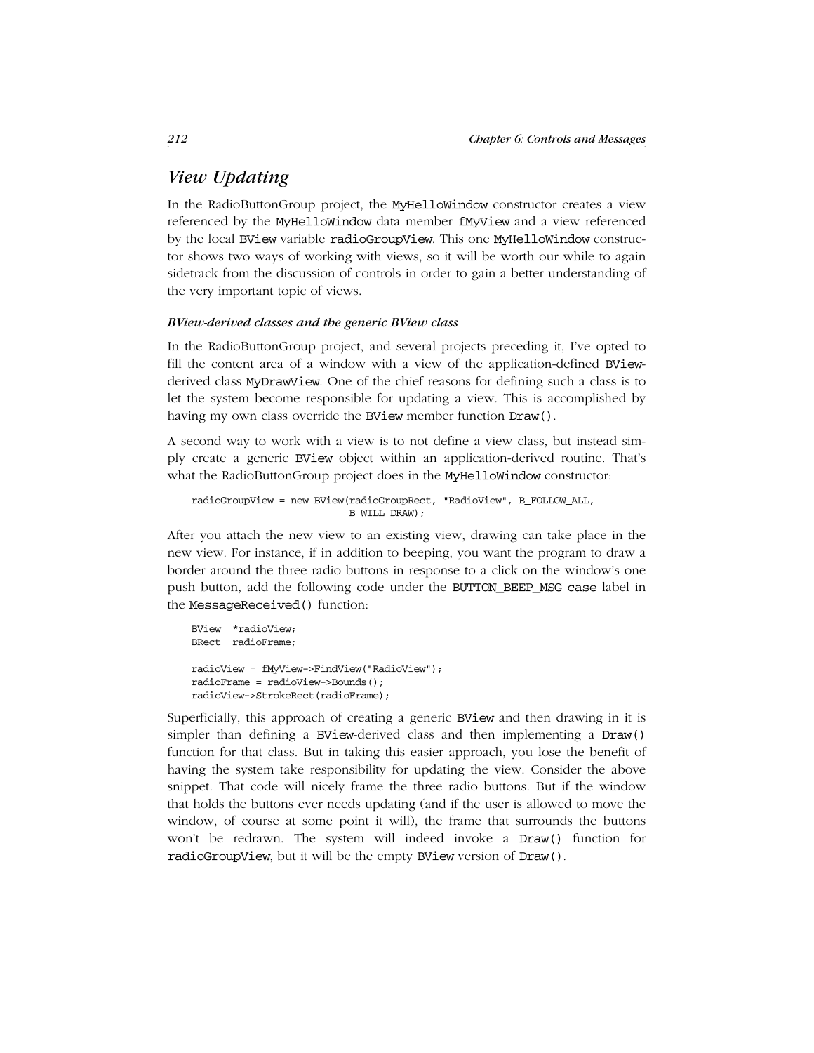## *View Updating*

In the RadioButtonGroup project, the MyHelloWindow constructor creates a view referenced by the MyHelloWindow data member fMyView and a view referenced by the local BView variable radioGroupView. This one MyHelloWindow constructor shows two ways of working with views, so it will be worth our while to again sidetrack from the discussion of controls in order to gain a better understanding of the very important topic of views.

#### *BView-derived classes and the generic BView class*

In the RadioButtonGroup project, and several projects preceding it, I've opted to fill the content area of a window with a view of the application-defined BView-derived class MyDrawView. One of the chief reasons for defining such a class is to let the system become responsible for updating a view. This is accomplished by having my own class override the BView member function Draw().

A second way to work with a view is to not define a view class, but instead simply create a generic BView object within an application-derived routine. That's what the RadioButtonGroup project does in the MyHelloWindow constructor:

```
radioGroupView = new BView(radioGroupRect, "RadioView", B_FOLLOW_ALL,
                           B_WILL_DRAW);
```

After you attach the new view to an existing view, drawing can take place in the new view. For instance, if in addition to beeping, you want the program to draw a border around the three radio buttons in response to a click on the window's one push button, add the following code under the BUTTON_BEEP_MSG case label in the MessageReceived() function:

```
BView  *radioView;
BRect  radioFrame;

radioView = fMyView->FindView("RadioView");
radioFrame = radioView->Bounds();
radioView->StrokeRect(radioFrame);
```

Superficially, this approach of creating a generic BView and then drawing in it is simpler than defining a BView-derived class and then implementing a Draw() function for that class. But in taking this easier approach, you lose the benefit of having the system take responsibility for updating the view. Consider the above snippet. That code will nicely frame the three radio buttons. But if the window that holds the buttons ever needs updating (and if the user is allowed to move the window, of course at some point it will), the frame that surrounds the buttons won't be redrawn. The system will indeed invoke a Draw() function for radioGroupView, but it will be the empty BView version of Draw().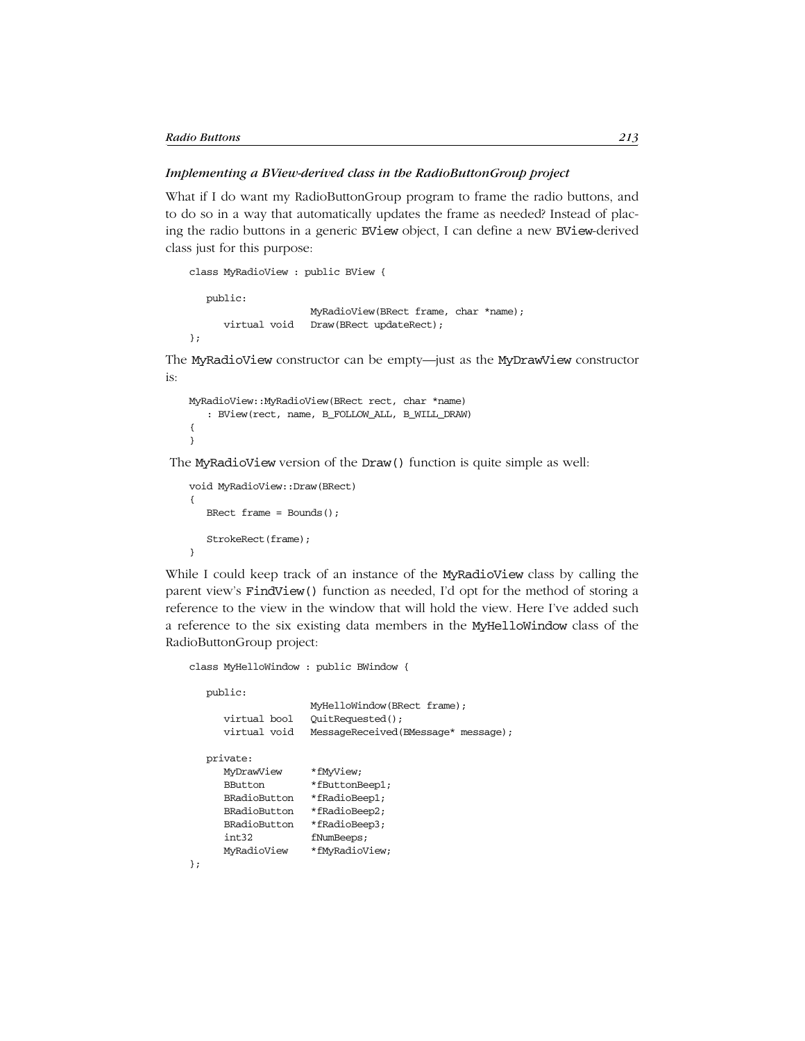### *Implementing a BView-derived class in the RadioButtonGroup project*

What if I do want my RadioButtonGroup program to frame the radio buttons, and to do so in a way that automatically updates the frame as needed? Instead of placing the radio buttons in a generic BView object, I can define a new BView-derived class just for this purpose:

```
class MyRadioView : public BView {

   public:
                    MyRadioView(BRect frame, char *name);
      virtual void  Draw(BRect updateRect);
};
```

The MyRadioView constructor can be empty—just as the MyDrawView constructor is:

```
MyRadioView::MyRadioView(BRect rect, char *name)
   : BView(rect, name, B_FOLLOW_ALL, B_WILL_DRAW)
{
}
```

The MyRadioView version of the Draw() function is quite simple as well:

```
void MyRadioView::Draw(BRect)
{
   BRect frame = Bounds();

   StrokeRect(frame);
}
```

While I could keep track of an instance of the MyRadioView class by calling the parent view's FindView() function as needed, I'd opt for the method of storing a reference to the view in the window that will hold the view. Here I've added such a reference to the six existing data members in the MyHelloWindow class of the RadioButtonGroup project:

```
class MyHelloWindow : public BWindow {

   public:
                    MyHelloWindow(BRect frame);
      virtual bool  QuitRequested();
      virtual void  MessageReceived(BMessage* message);

   private:
      MyDrawView     *fMyView;
      BButton        *fButtonBeep1;
      BRadioButton   *fRadioBeep1;
      BRadioButton   *fRadioBeep2;
      BRadioButton   *fRadioBeep3;
      int32          fNumBeeps;
      MyRadioView    *fMyRadioView;
};
```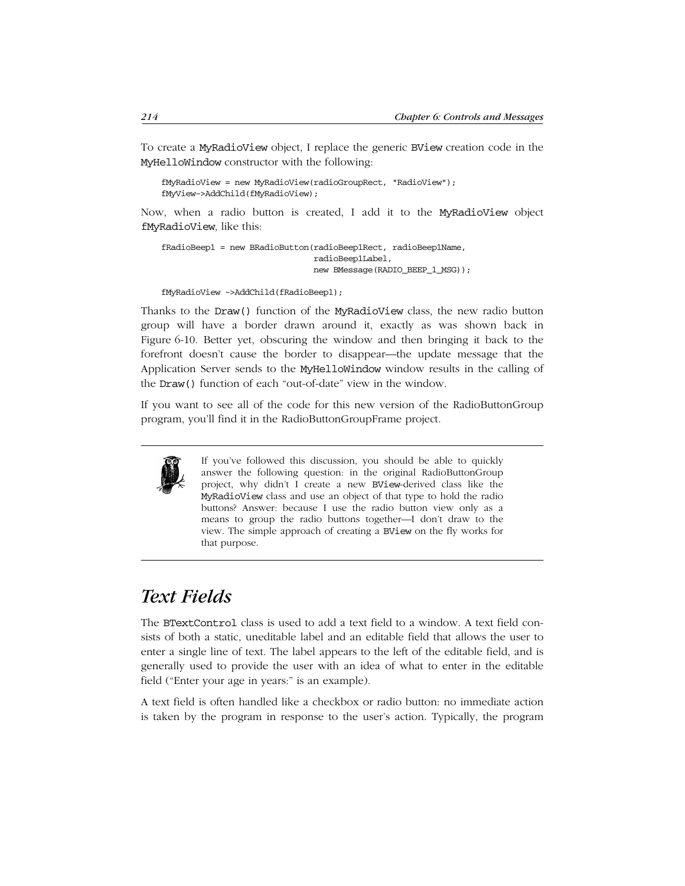To create a MyRadioView object, I replace the generic BView creation code in the MyHelloWindow constructor with the following:

```
fMyRadioView = new MyRadioView(radioGroupRect, "RadioView");
fMyView->AddChild(fMyRadioView);
```

Now, when a radio button is created, I add it to the MyRadioView object fMyRadioView, like this:

```
fRadioBeep1 = new BRadioButton(radioBeep1Rect, radioBeep1Name,
                               radioBeep1Label,
                               new BMessage(RADIO_BEEP_1_MSG));

fMyRadioView ->AddChild(fRadioBeep1);
```

Thanks to the Draw() function of the MyRadioView class, the new radio button group will have a border drawn around it, exactly as was shown back in Figure 6-10. Better yet, obscuring the window and then bringing it back to the forefront doesn't cause the border to disappear—the update message that the Application Server sends to the MyHelloWindow window results in the calling of the Draw() function of each "out-of-date" view in the window.

If you want to see all of the code for this new version of the RadioButtonGroup program, you'll find it in the RadioButtonGroupFrame project.

> If you've followed this discussion, you should be able to quickly answer the following question: in the original RadioButtonGroup project, why didn't I create a new BView-derived class like the MyRadioView class and use an object of that type to hold the radio buttons? Answer: because I use the radio button view only as a means to group the radio buttons together—I don't draw to the view. The simple approach of creating a BView on the fly works for that purpose.

## *Text Fields*

The BTextControl class is used to add a text field to a window. A text field consists of both a static, uneditable label and an editable field that allows the user to enter a single line of text. The label appears to the left of the editable field, and is generally used to provide the user with an idea of what to enter in the editable field ("Enter your age in years:" is an example).

A text field is often handled like a checkbox or radio button: no immediate action is taken by the program in response to the user's action. Typically, the program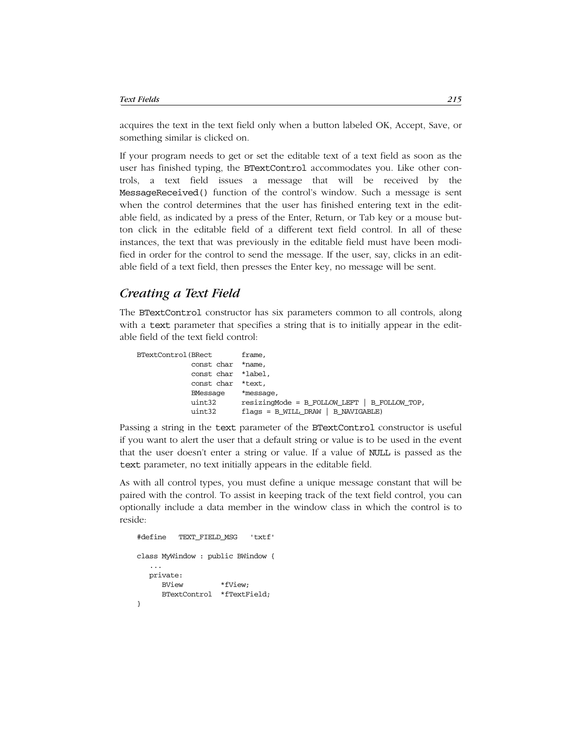acquires the text in the text field only when a button labeled OK, Accept, Save, or something similar is clicked on.

If your program needs to get or set the editable text of a text field as soon as the user has finished typing, the `BTextControl` accommodates you. Like other controls, a text field issues a message that will be received by the `MessageReceived()` function of the control's window. Such a message is sent when the control determines that the user has finished entering text in the editable field, as indicated by a press of the Enter, Return, or Tab key or a mouse button click in the editable field of a different text field control. In all of these instances, the text that was previously in the editable field must have been modified in order for the control to send the message. If the user, say, clicks in an editable field of a text field, then presses the Enter key, no message will be sent.

## *Creating a Text Field*

The `BTextControl` constructor has six parameters common to all controls, along with a `text` parameter that specifies a string that is to initially appear in the editable field of the text field control:

```
BTextControl(BRect       frame,
             const char  *name,
             const char  *label,
             const char  *text,
             BMessage    *message,
             uint32      resizingMode = B_FOLLOW_LEFT | B_FOLLOW_TOP,
             uint32      flags = B_WILL_DRAW | B_NAVIGABLE)
```

Passing a string in the `text` parameter of the `BTextControl` constructor is useful if you want to alert the user that a default string or value is to be used in the event that the user doesn't enter a string or value. If a value of `NULL` is passed as the `text` parameter, no text initially appears in the editable field.

As with all control types, you must define a unique message constant that will be paired with the control. To assist in keeping track of the text field control, you can optionally include a data member in the window class in which the control is to reside:

```
#define   TEXT_FIELD_MSG   'txtf'

class MyWindow : public BWindow {
   ...
   private:
      BView         *fView;
      BTextControl  *fTextField;
}
```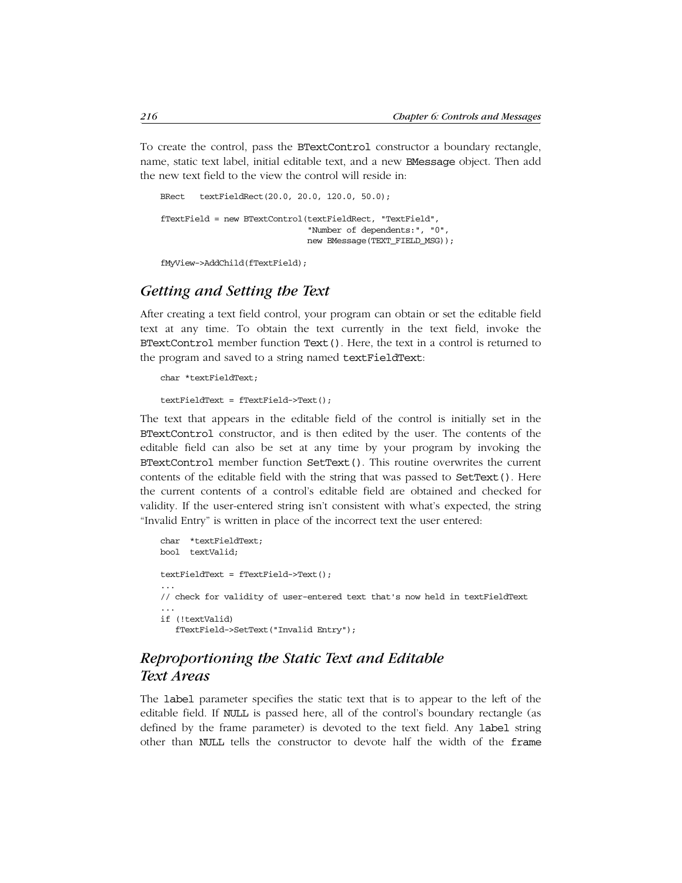To create the control, pass the BTextControl constructor a boundary rectangle, name, static text label, initial editable text, and a new BMessage object. Then add the new text field to the view the control will reside in:

```
BRect   textFieldRect(20.0, 20.0, 120.0, 50.0);

fTextField = new BTextControl(textFieldRect, "TextField",
                              "Number of dependents:", "0",
                              new BMessage(TEXT_FIELD_MSG));

fMyView->AddChild(fTextField);
```

## Getting and Setting the Text

After creating a text field control, your program can obtain or set the editable field text at any time. To obtain the text currently in the text field, invoke the BTextControl member function Text(). Here, the text in a control is returned to the program and saved to a string named textFieldText:

```
char *textFieldText;

textFieldText = fTextField->Text();
```

The text that appears in the editable field of the control is initially set in the BTextControl constructor, and is then edited by the user. The contents of the editable field can also be set at any time by your program by invoking the BTextControl member function SetText(). This routine overwrites the current contents of the editable field with the string that was passed to SetText(). Here the current contents of a control's editable field are obtained and checked for validity. If the user-entered string isn't consistent with what's expected, the string "Invalid Entry" is written in place of the incorrect text the user entered:

```
char  *textFieldText;
bool  textValid;

textFieldText = fTextField->Text();
...
// check for validity of user-entered text that's now held in textFieldText
...
if (!textValid)
   fTextField->SetText("Invalid Entry");
```

## Reproportioning the Static Text and Editable Text Areas

The label parameter specifies the static text that is to appear to the left of the editable field. If NULL is passed here, all of the control's boundary rectangle (as defined by the frame parameter) is devoted to the text field. Any label string other than NULL tells the constructor to devote half the width of the frame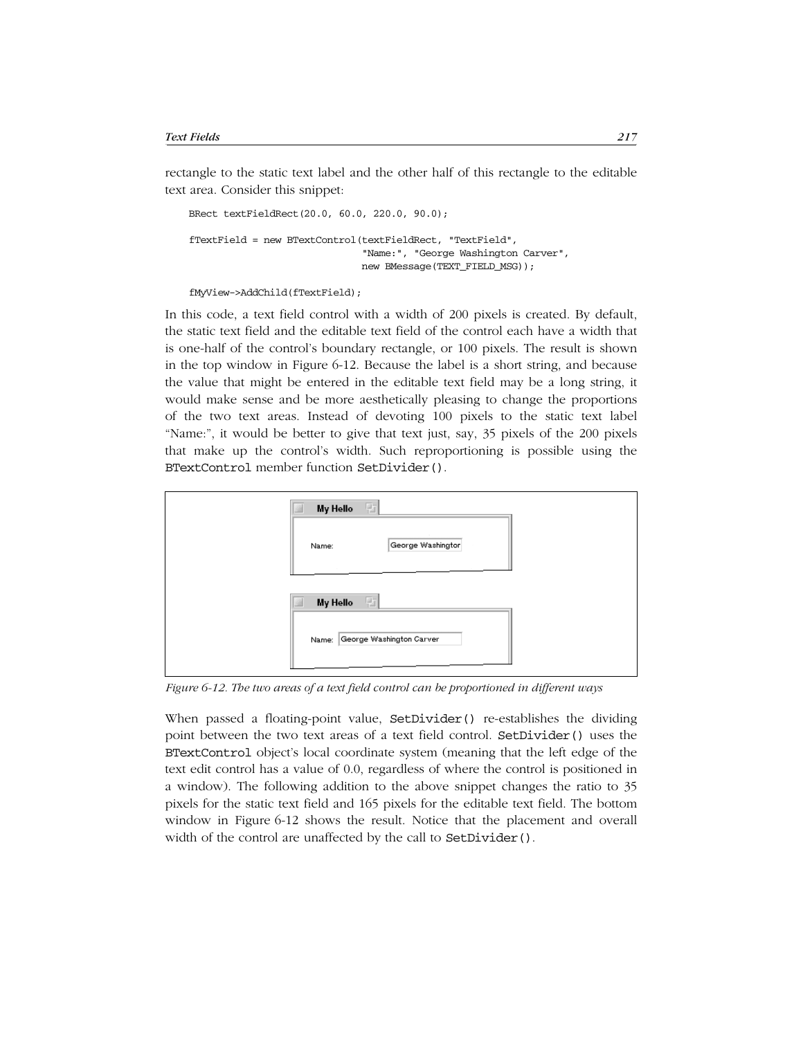rectangle to the static text label and the other half of this rectangle to the editable text area. Consider this snippet:

```
BRect textFieldRect(20.0, 60.0, 220.0, 90.0);

fTextField = new BTextControl(textFieldRect, "TextField",
                              "Name:", "George Washington Carver",
                              new BMessage(TEXT_FIELD_MSG));

fMyView->AddChild(fTextField);
```

In this code, a text field control with a width of 200 pixels is created. By default, the static text field and the editable text field of the control each have a width that is one-half of the control's boundary rectangle, or 100 pixels. The result is shown in the top window in Figure 6-12. Because the label is a short string, and because the value that might be entered in the editable text field may be a long string, it would make sense and be more aesthetically pleasing to change the proportions of the two text areas. Instead of devoting 100 pixels to the static text label "Name:", it would be better to give that text just, say, 35 pixels of the 200 pixels that make up the control's width. Such reproportioning is possible using the `BTextControl` member function `SetDivider()`.

*Figure 6-12. The two areas of a text field control can be proportioned in different ways*

When passed a floating-point value, `SetDivider()` re-establishes the dividing point between the two text areas of a text field control. `SetDivider()` uses the `BTextControl` object's local coordinate system (meaning that the left edge of the text edit control has a value of 0.0, regardless of where the control is positioned in a window). The following addition to the above snippet changes the ratio to 35 pixels for the static text field and 165 pixels for the editable text field. The bottom window in Figure 6-12 shows the result. Notice that the placement and overall width of the control are unaffected by the call to `SetDivider()`.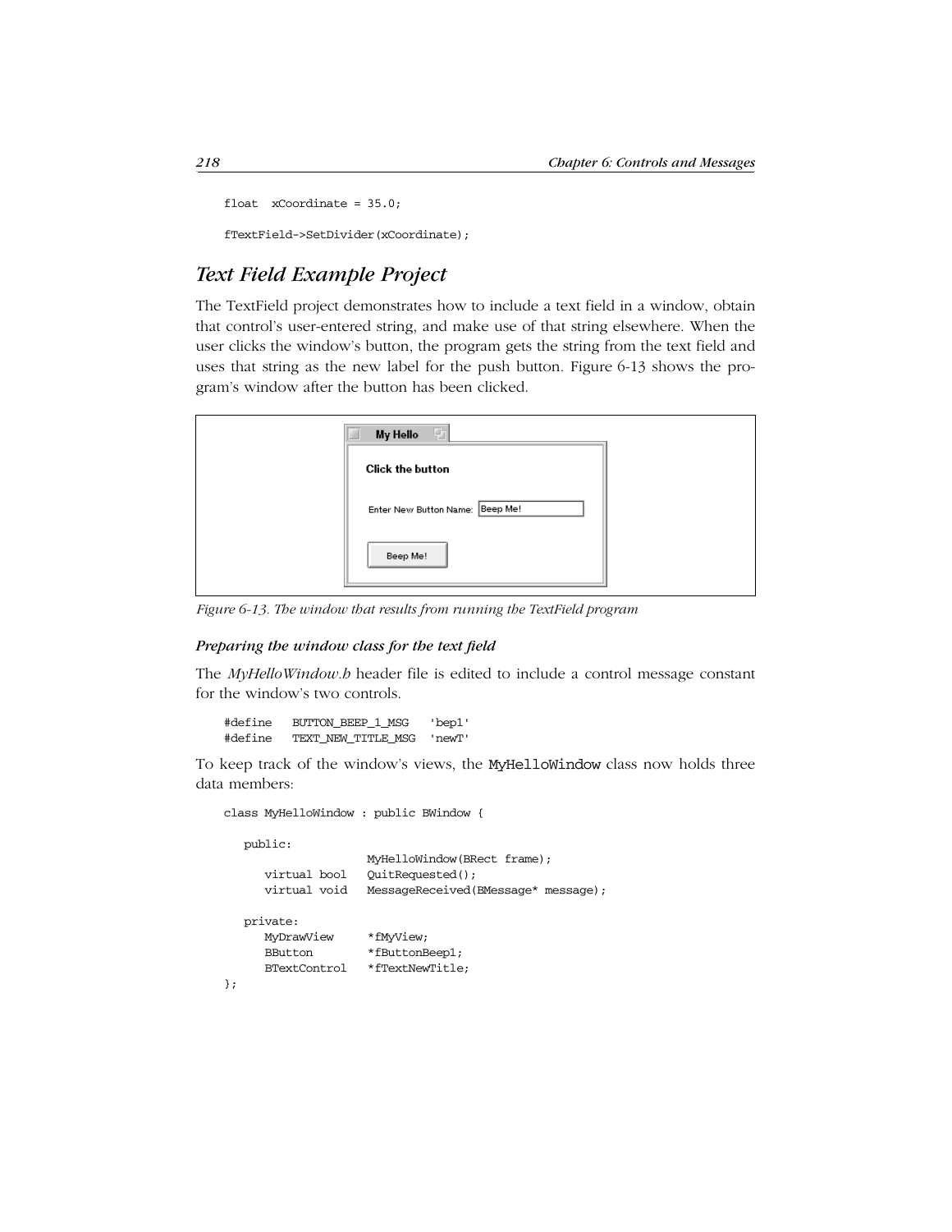```
float  xCoordinate = 35.0;

fTextField->SetDivider(xCoordinate);
```

## Text Field Example Project

The TextField project demonstrates how to include a text field in a window, obtain that control's user-entered string, and make use of that string elsewhere. When the user clicks the window's button, the program gets the string from the text field and uses that string as the new label for the push button. Figure 6-13 shows the program's window after the button has been clicked.

*Figure 6-13. The window that results from running the TextField program*

#### *Preparing the window class for the text field*

The *MyHelloWindow.h* header file is edited to include a control message constant for the window's two controls.

```
#define   BUTTON_BEEP_1_MSG   'bep1'
#define   TEXT_NEW_TITLE_MSG  'newT'
```

To keep track of the window's views, the `MyHelloWindow` class now holds three data members:

```
class MyHelloWindow : public BWindow {

   public:
                      MyHelloWindow(BRect frame);
      virtual bool    QuitRequested();
      virtual void    MessageReceived(BMessage* message);

   private:
      MyDrawView      *fMyView;
      BButton         *fButtonBeep1;
      BTextControl    *fTextNewTitle;
};
```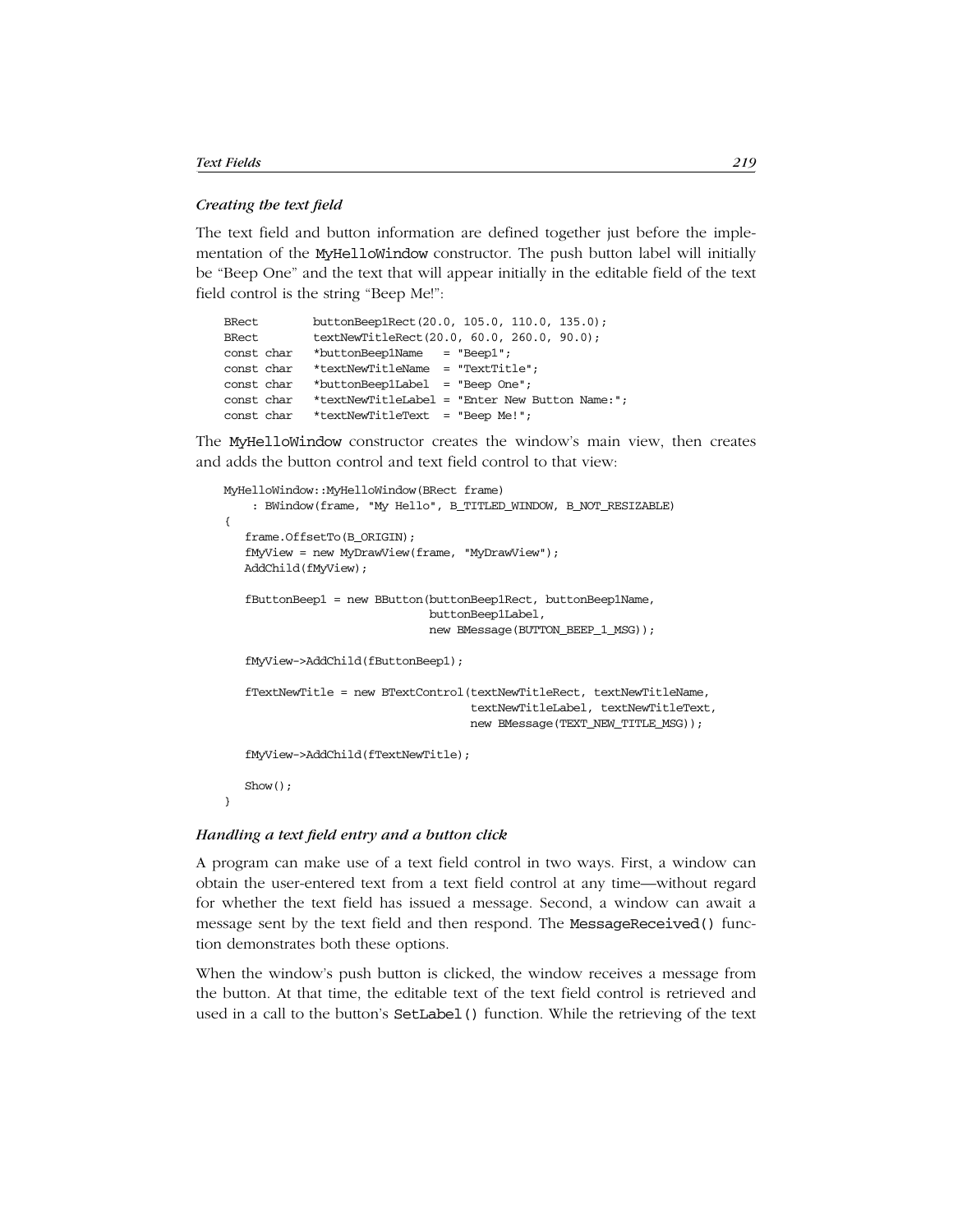### *Creating the text field*

The text field and button information are defined together just before the implementation of the MyHelloWindow constructor. The push button label will initially be "Beep One" and the text that will appear initially in the editable field of the text field control is the string "Beep Me!":

```
BRect        buttonBeep1Rect(20.0, 105.0, 110.0, 135.0);
BRect        textNewTitleRect(20.0, 60.0, 260.0, 90.0);
const char   *buttonBeep1Name   = "Beep1";
const char   *textNewTitleName  = "TextTitle";
const char   *buttonBeep1Label  = "Beep One";
const char   *textNewTitleLabel = "Enter New Button Name:";
const char   *textNewTitleText  = "Beep Me!";
```

The MyHelloWindow constructor creates the window's main view, then creates and adds the button control and text field control to that view:

```
MyHelloWindow::MyHelloWindow(BRect frame)
     : BWindow(frame, "My Hello", B_TITLED_WINDOW, B_NOT_RESIZABLE)
{
   frame.OffsetTo(B_ORIGIN);
   fMyView = new MyDrawView(frame, "MyDrawView");
   AddChild(fMyView);

   fButtonBeep1 = new BButton(buttonBeep1Rect, buttonBeep1Name,
                              buttonBeep1Label,
                              new BMessage(BUTTON_BEEP_1_MSG));

   fMyView->AddChild(fButtonBeep1);

   fTextNewTitle = new BTextControl(textNewTitleRect, textNewTitleName,
                                    textNewTitleLabel, textNewTitleText,
                                    new BMessage(TEXT_NEW_TITLE_MSG));

   fMyView->AddChild(fTextNewTitle);

   Show();
}
```

### *Handling a text field entry and a button click*

A program can make use of a text field control in two ways. First, a window can obtain the user-entered text from a text field control at any time—without regard for whether the text field has issued a message. Second, a window can await a message sent by the text field and then respond. The MessageReceived() function demonstrates both these options.

When the window's push button is clicked, the window receives a message from the button. At that time, the editable text of the text field control is retrieved and used in a call to the button's SetLabel() function. While the retrieving of the text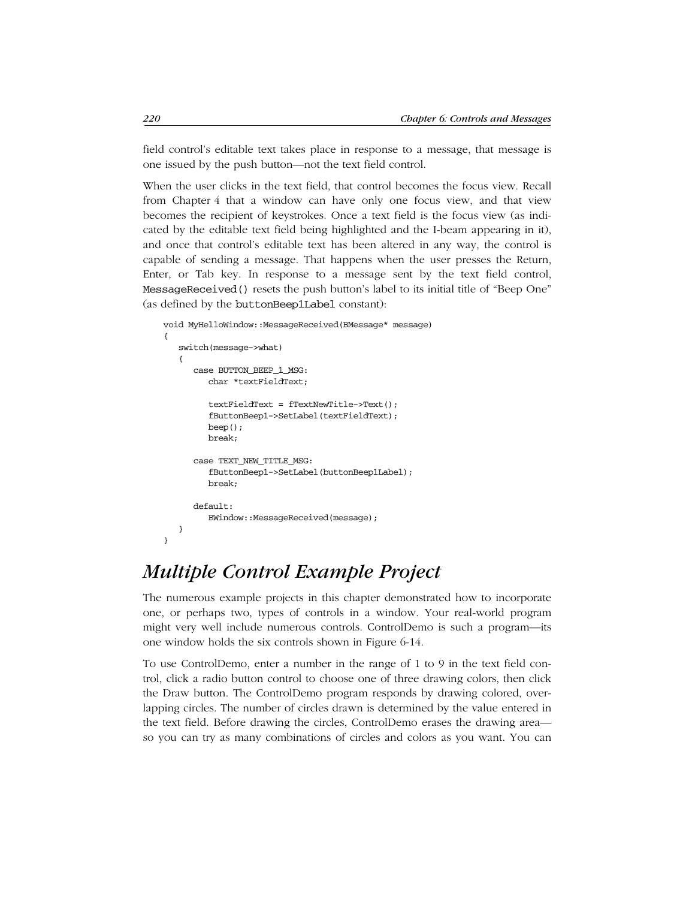field control's editable text takes place in response to a message, that message is one issued by the push button—not the text field control.

When the user clicks in the text field, that control becomes the focus view. Recall from Chapter 4 that a window can have only one focus view, and that view becomes the recipient of keystrokes. Once a text field is the focus view (as indicated by the editable text field being highlighted and the I-beam appearing in it), and once that control's editable text has been altered in any way, the control is capable of sending a message. That happens when the user presses the Return, Enter, or Tab key. In response to a message sent by the text field control, `MessageReceived()` resets the push button's label to its initial title of "Beep One" (as defined by the `buttonBeep1Label` constant):

```
void MyHelloWindow::MessageReceived(BMessage* message)
{
   switch(message->what)
   {
      case BUTTON_BEEP_1_MSG:
         char *textFieldText;

         textFieldText = fTextNewTitle->Text();
         fButtonBeep1->SetLabel(textFieldText);
         beep();
         break;

      case TEXT_NEW_TITLE_MSG:
         fButtonBeep1->SetLabel(buttonBeep1Label);
         break;

      default:
         BWindow::MessageReceived(message);
   }
}
```

## *Multiple Control Example Project*

The numerous example projects in this chapter demonstrated how to incorporate one, or perhaps two, types of controls in a window. Your real-world program might very well include numerous controls. ControlDemo is such a program—its one window holds the six controls shown in Figure 6-14.

To use ControlDemo, enter a number in the range of 1 to 9 in the text field control, click a radio button control to choose one of three drawing colors, then click the Draw button. The ControlDemo program responds by drawing colored, overlapping circles. The number of circles drawn is determined by the value entered in the text field. Before drawing the circles, ControlDemo erases the drawing area—so you can try as many combinations of circles and colors as you want. You can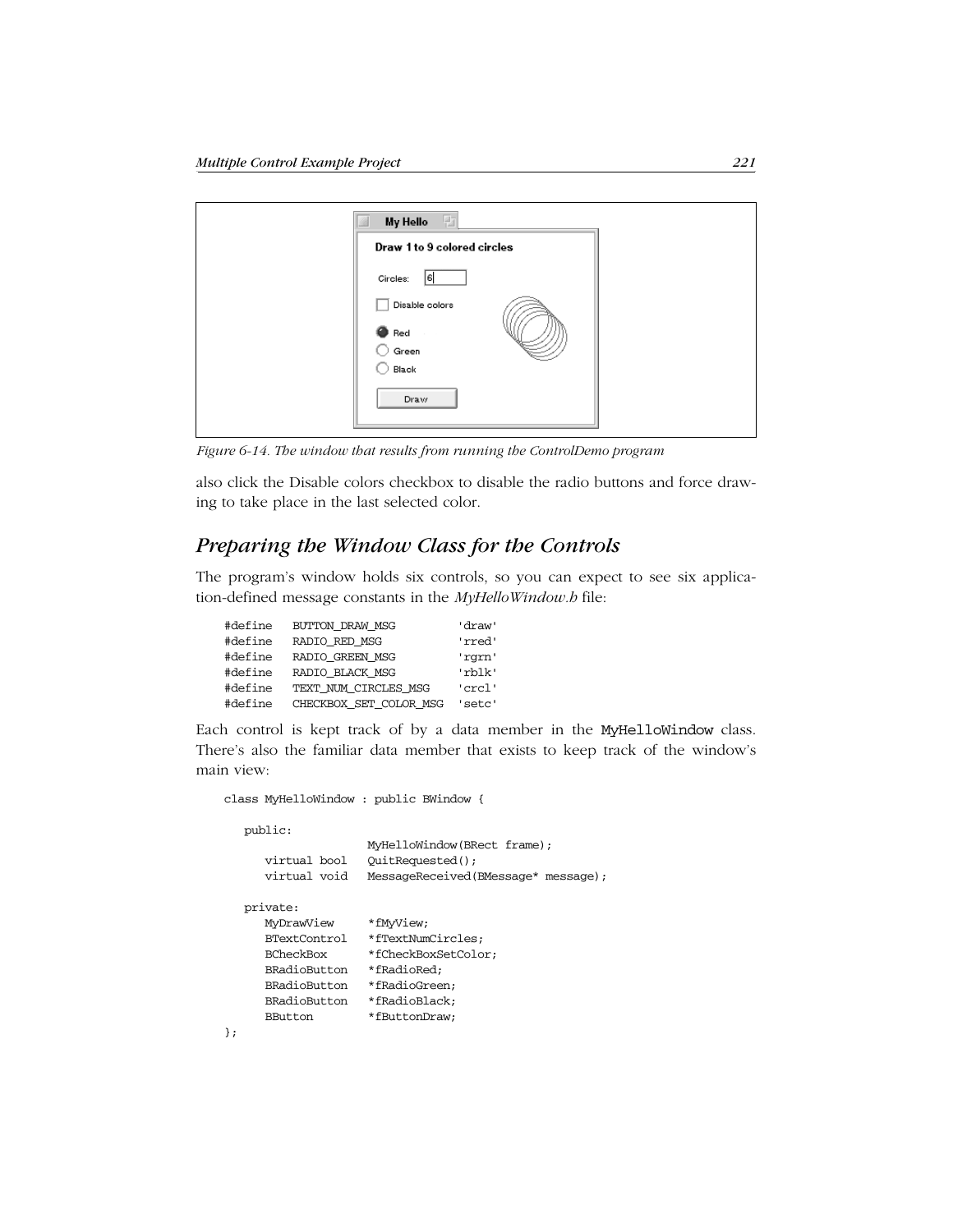Figure 6-14. The window that results from running the ControlDemo program

also click the Disable colors checkbox to disable the radio buttons and force drawing to take place in the last selected color.

## *Preparing the Window Class for the Controls*

The program's window holds six controls, so you can expect to see six application-defined message constants in the *MyHelloWindow.h* file:

```
#define   BUTTON_DRAW_MSG          'draw'
#define   RADIO_RED_MSG            'rred'
#define   RADIO_GREEN_MSG          'rgrn'
#define   RADIO_BLACK_MSG          'rblk'
#define   TEXT_NUM_CIRCLES_MSG     'crcl'
#define   CHECKBOX_SET_COLOR_MSG   'setc'
```

Each control is kept track of by a data member in the `MyHelloWindow` class. There's also the familiar data member that exists to keep track of the window's main view:

```
class MyHelloWindow : public BWindow {

   public:
                    MyHelloWindow(BRect frame);
      virtual bool  QuitRequested();
      virtual void  MessageReceived(BMessage* message);

   private:
      MyDrawView     *fMyView;
      BTextControl   *fTextNumCircles;
      BCheckBox      *fCheckBoxSetColor;
      BRadioButton   *fRadioRed;
      BRadioButton   *fRadioGreen;
      BRadioButton   *fRadioBlack;
      BButton        *fButtonDraw;
};
```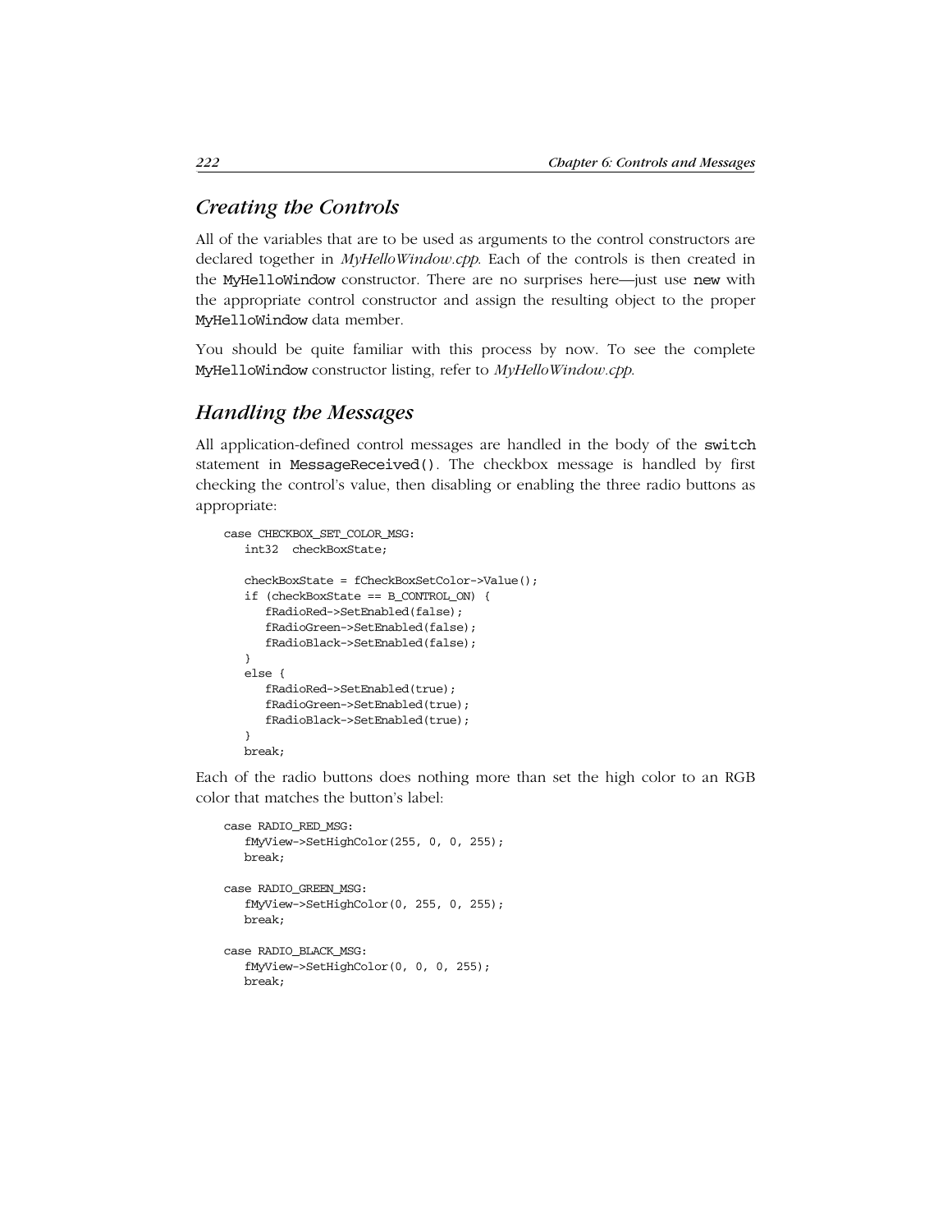## *Creating the Controls*

All of the variables that are to be used as arguments to the control constructors are declared together in *MyHelloWindow.cpp*. Each of the controls is then created in the `MyHelloWindow` constructor. There are no surprises here—just use `new` with the appropriate control constructor and assign the resulting object to the proper `MyHelloWindow` data member.

You should be quite familiar with this process by now. To see the complete `MyHelloWindow` constructor listing, refer to *MyHelloWindow.cpp*.

## *Handling the Messages*

All application-defined control messages are handled in the body of the `switch` statement in `MessageReceived()`. The checkbox message is handled by first checking the control's value, then disabling or enabling the three radio buttons as appropriate:

```
case CHECKBOX_SET_COLOR_MSG:
   int32  checkBoxState;

   checkBoxState = fCheckBoxSetColor->Value();
   if (checkBoxState == B_CONTROL_ON) {
      fRadioRed->SetEnabled(false);
      fRadioGreen->SetEnabled(false);
      fRadioBlack->SetEnabled(false);
   }
   else {
      fRadioRed->SetEnabled(true);
      fRadioGreen->SetEnabled(true);
      fRadioBlack->SetEnabled(true);
   }
   break;
```

Each of the radio buttons does nothing more than set the high color to an RGB color that matches the button's label:

```
case RADIO_RED_MSG:
   fMyView->SetHighColor(255, 0, 0, 255);
   break;

case RADIO_GREEN_MSG:
   fMyView->SetHighColor(0, 255, 0, 255);
   break;

case RADIO_BLACK_MSG:
   fMyView->SetHighColor(0, 0, 0, 255);
   break;
```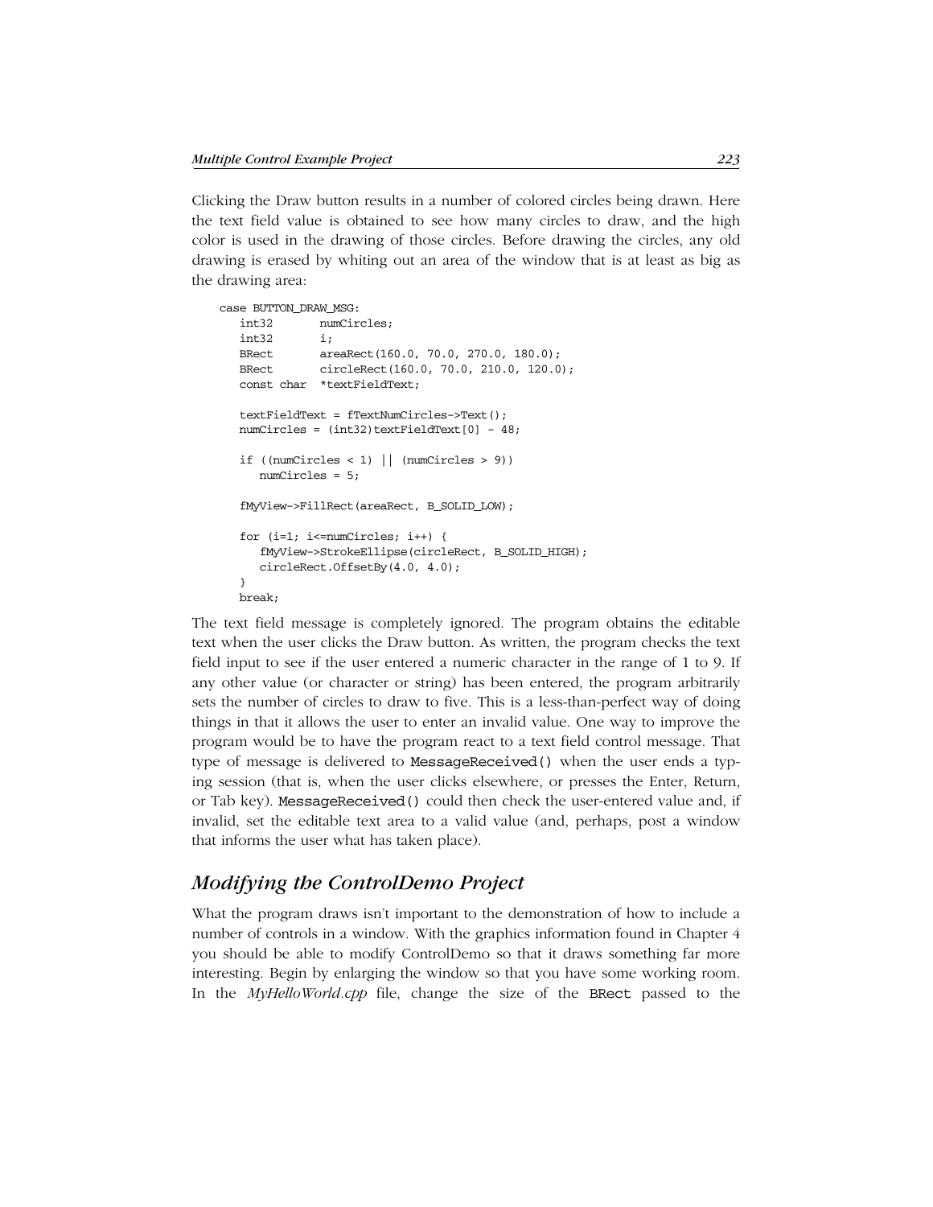Clicking the Draw button results in a number of colored circles being drawn. Here the text field value is obtained to see how many circles to draw, and the high color is used in the drawing of those circles. Before drawing the circles, any old drawing is erased by whiting out an area of the window that is at least as big as the drawing area:

```
case BUTTON_DRAW_MSG:
   int32       numCircles;
   int32       i;
   BRect       areaRect(160.0, 70.0, 270.0, 180.0);
   BRect       circleRect(160.0, 70.0, 210.0, 120.0);
   const char  *textFieldText;

   textFieldText = fTextNumCircles->Text();
   numCircles = (int32)textFieldText[0] - 48;

   if ((numCircles < 1) || (numCircles > 9))
      numCircles = 5;

   fMyView->FillRect(areaRect, B_SOLID_LOW);

   for (i=1; i<=numCircles; i++) {
      fMyView->StrokeEllipse(circleRect, B_SOLID_HIGH);
      circleRect.OffsetBy(4.0, 4.0);
   }
   break;
```

The text field message is completely ignored. The program obtains the editable text when the user clicks the Draw button. As written, the program checks the text field input to see if the user entered a numeric character in the range of 1 to 9. If any other value (or character or string) has been entered, the program arbitrarily sets the number of circles to draw to five. This is a less-than-perfect way of doing things in that it allows the user to enter an invalid value. One way to improve the program would be to have the program react to a text field control message. That type of message is delivered to `MessageReceived()` when the user ends a typing session (that is, when the user clicks elsewhere, or presses the Enter, Return, or Tab key). `MessageReceived()` could then check the user-entered value and, if invalid, set the editable text area to a valid value (and, perhaps, post a window that informs the user what has taken place).

## *Modifying the ControlDemo Project*

What the program draws isn't important to the demonstration of how to include a number of controls in a window. With the graphics information found in Chapter 4 you should be able to modify ControlDemo so that it draws something far more interesting. Begin by enlarging the window so that you have some working room. In the *MyHelloWorld.cpp* file, change the size of the `BRect` passed to the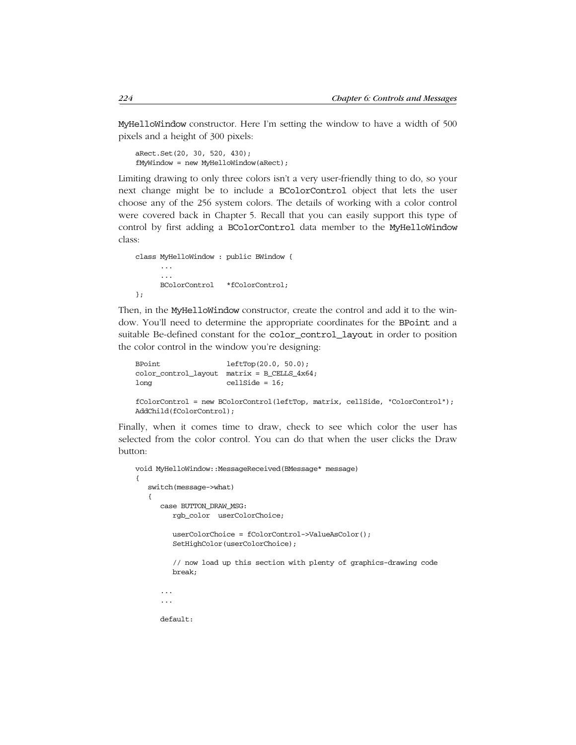MyHelloWindow constructor. Here I'm setting the window to have a width of 500 pixels and a height of 300 pixels:

```
aRect.Set(20, 30, 520, 430);
fMyWindow = new MyHelloWindow(aRect);
```

Limiting drawing to only three colors isn't a very user-friendly thing to do, so your next change might be to include a BColorControl object that lets the user choose any of the 256 system colors. The details of working with a color control were covered back in Chapter 5. Recall that you can easily support this type of control by first adding a BColorControl data member to the MyHelloWindow class:

```
class MyHelloWindow : public BWindow {
      ...
      ...
      BColorControl   *fColorControl;
};
```

Then, in the MyHelloWindow constructor, create the control and add it to the window. You'll need to determine the appropriate coordinates for the BPoint and a suitable Be-defined constant for the color_control_layout in order to position the color control in the window you're designing:

```
BPoint                leftTop(20.0, 50.0);
color_control_layout  matrix = B_CELLS_4x64;
long                  cellSide = 16;

fColorControl = new BColorControl(leftTop, matrix, cellSide, "ColorControl");
AddChild(fColorControl);
```

Finally, when it comes time to draw, check to see which color the user has selected from the color control. You can do that when the user clicks the Draw button:

```
void MyHelloWindow::MessageReceived(BMessage* message)
{
   switch(message->what)
   {
      case BUTTON_DRAW_MSG:
         rgb_color  userColorChoice;

         userColorChoice = fColorControl->ValueAsColor();
         SetHighColor(userColorChoice);

         // now load up this section with plenty of graphics-drawing code
         break;

      ...
      ...

      default:
```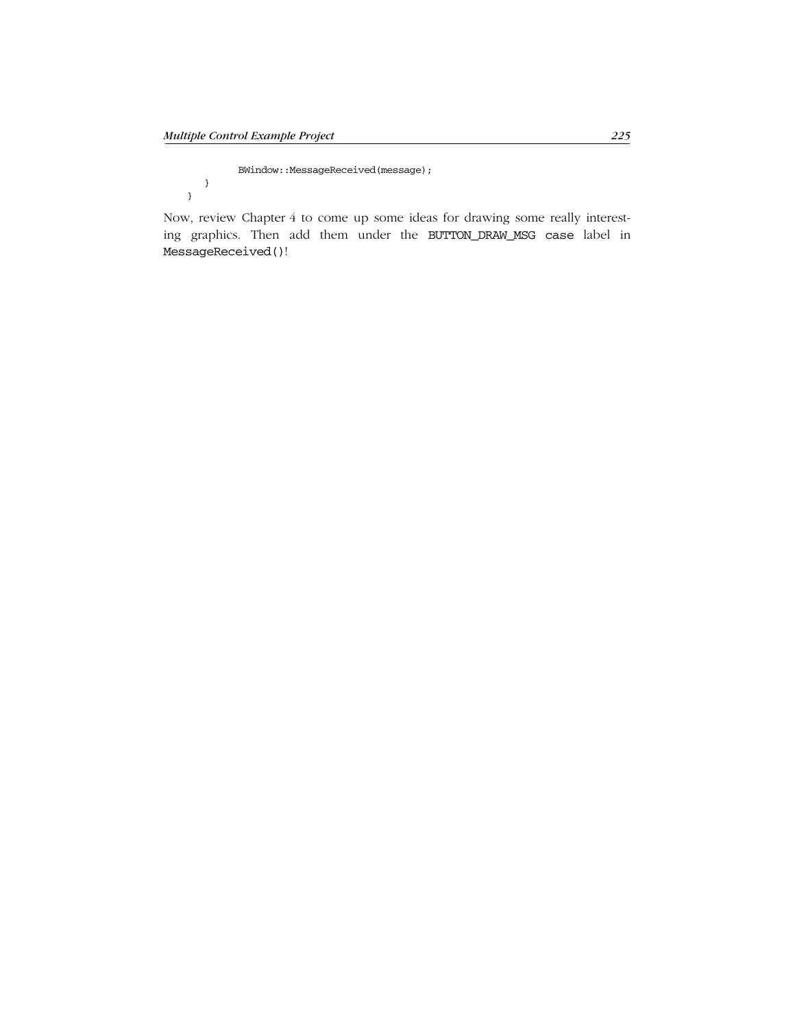```
            BWindow::MessageReceived(message);
      }
   }
```

Now, review Chapter 4 to come up some ideas for drawing some really interesting graphics. Then add them under the `BUTTON_DRAW_MSG case` label in `MessageReceived()`!